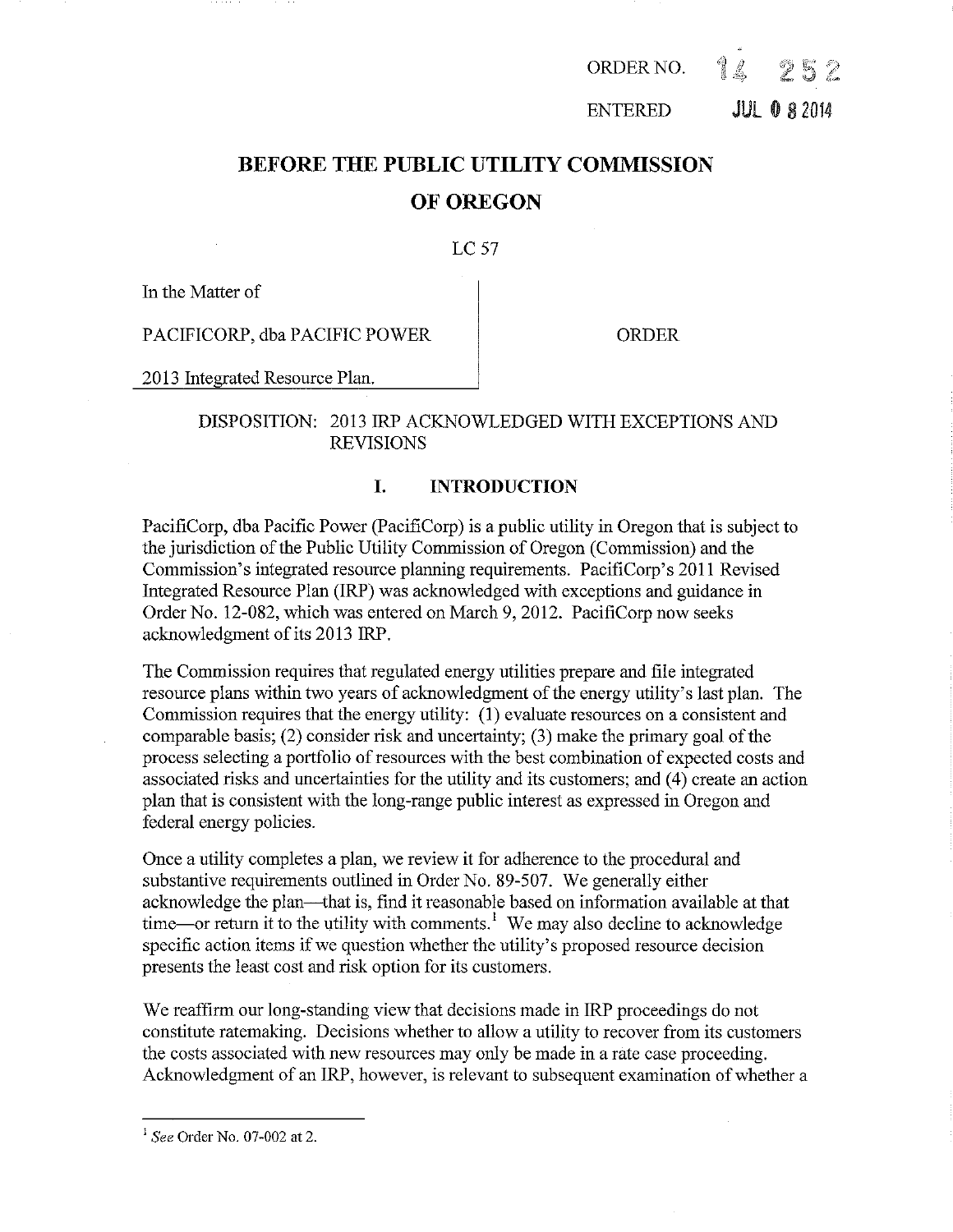ORDER NO. 14 252

ENTERED JUL 08 2014

# BEFORE THE PUBLIC UTILITY COMMISSION OF OREGON

LC 57

In the Matter of

PACIFICORP, dba PACIFIC POWER

2013 Integrated Resource Plan.

ORDER

DISPOSITION: 2013 IRP ACKNOWLEDGED WITH EXCEPTIONS AND REVISIONS

## I. INTRODUCTION

PacifiCorp, dba Pacific Power (PacifiCorp) is a public utility in Oregon that is subject to the jurisdiction of the Public Utility Commission of Oregon (Commission) and the Commission's integrated resource planning requirements. PacifiCorp's 2011 Revised Integrated Resource Plan (IRP) was acknowledged with exceptions and guidance in Order No. 12-082, which was entered on March 9, 2012. PacifiCorp now seeks acknowledgment of its 2013 IRP.

The Commission requires that regulated energy utilities prepare and file integrated resource plans within two years of acknowledgment of the energy utility's last plan. The Commission requires that the energy utility: (1) evaluate resources on a consistent and comparable basis; (2) consider risk and uncertainty; (3) make the primary goal of the process selecting a portfolio of resources with the best combination of expected costs and associated risks and uncertainties for the utility and its customers; and (4) create an action plan that is consistent with the long-range public interest as expressed in Oregon and federal energy policies.

Once a utility completes a plan, we review it for adherence to the procedural and substantive requirements outlined in Order No. 89-507. We generally either acknowledge the plan—that is, find it reasonable based on information available at that time—or return it to the utility with comments.[1] We may also decline to acknowledge specific action items if we question whether the utility's proposed resource decision presents the least cost and risk option for its customers.

We reaffirm our long-standing view that decisions made in IRP proceedings do not constitute ratemaking. Decisions whether to allow a utility to recover from its customers the costs associated with new resources may only be made in a rate case proceeding. Acknowledgment of an IRP, however, is relevant to subsequent examination of whether a

[1] *See* Order No. 07-002 at 2.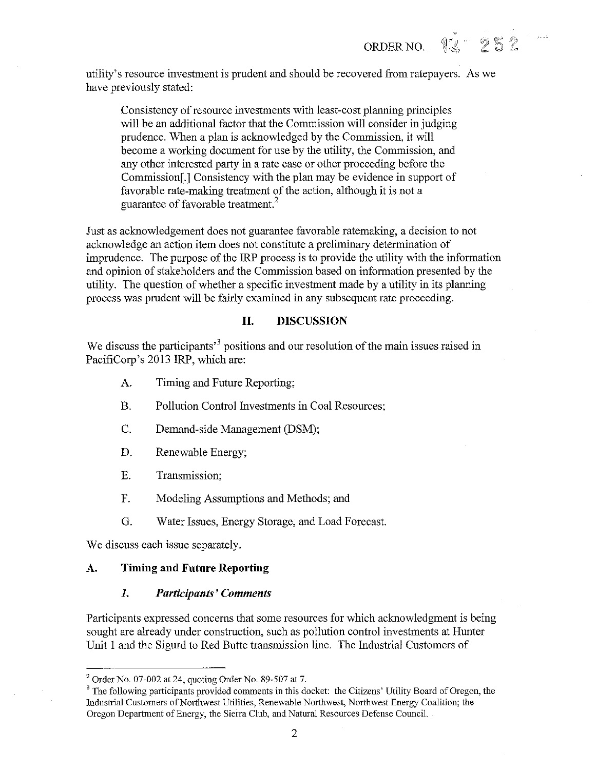utility's resource investment is prudent and should be recovered from ratepayers. As we have previously stated:

> Consistency of resource investments with least-cost planning principles will be an additional factor that the Commission will consider in judging prudence. When a plan is acknowledged by the Commission, it will become a working document for use by the utility, the Commission, and any other interested party in a rate case or other proceeding before the Commission[.] Consistency with the plan may be evidence in support of favorable rate-making treatment of the action, although it is not a guarantee of favorable treatment.[2]

Just as acknowledgement does not guarantee favorable ratemaking, a decision to not acknowledge an action item does not constitute a preliminary determination of imprudence. The purpose of the IRP process is to provide the utility with the information and opinion of stakeholders and the Commission based on information presented by the utility. The question of whether a specific investment made by a utility in its planning process was prudent will be fairly examined in any subsequent rate proceeding.

## II. DISCUSSION

We discuss the participants'[3] positions and our resolution of the main issues raised in PacifiCorp's 2013 IRP, which are:

A. Timing and Future Reporting;

B. Pollution Control Investments in Coal Resources;

C. Demand-side Management (DSM);

D. Renewable Energy;

E. Transmission;

F. Modeling Assumptions and Methods; and

G. Water Issues, Energy Storage, and Load Forecast.

We discuss each issue separately.

### A. Timing and Future Reporting

#### *1. Participants' Comments*

Participants expressed concerns that some resources for which acknowledgment is being sought are already under construction, such as pollution control investments at Hunter Unit 1 and the Sigurd to Red Butte transmission line. The Industrial Customers of

---

[2] Order No. 07-002 at 24, quoting Order No. 89-507 at 7.

[3] The following participants provided comments in this docket: the Citizens' Utility Board of Oregon, the Industrial Customers of Northwest Utilities, Renewable Northwest, Northwest Energy Coalition; the Oregon Department of Energy, the Sierra Club, and Natural Resources Defense Council.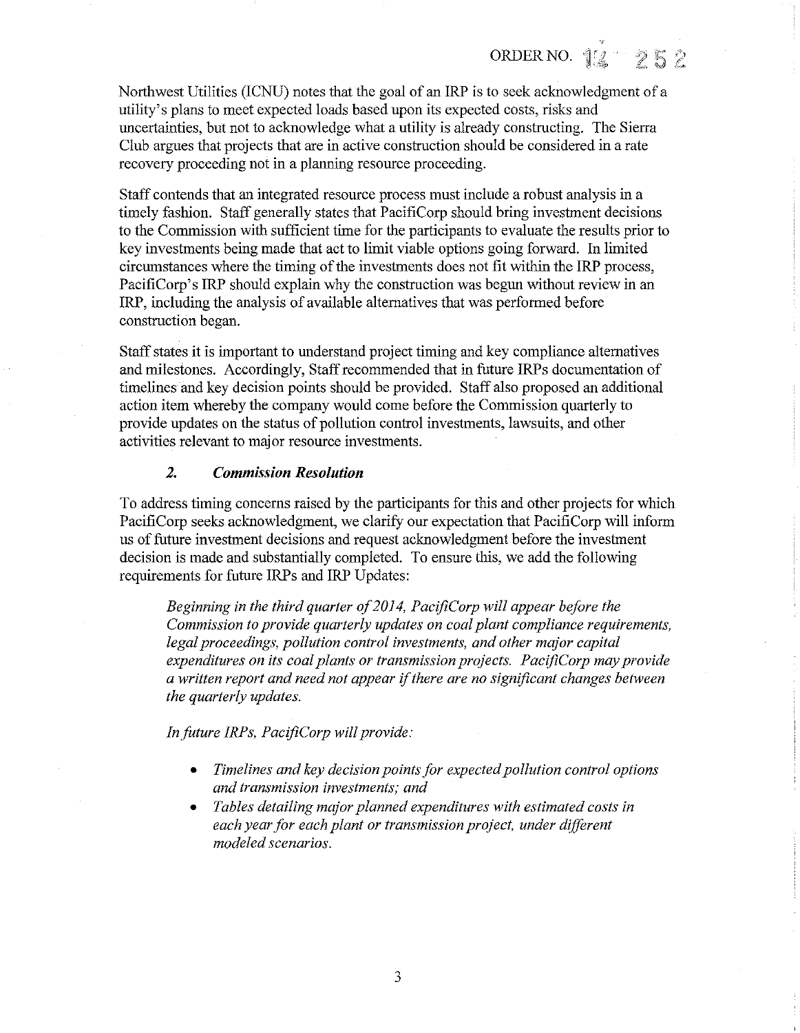Northwest Utilities (ICNU) notes that the goal of an IRP is to seek acknowledgment of a utility's plans to meet expected loads based upon its expected costs, risks and uncertainties, but not to acknowledge what a utility is already constructing. The Sierra Club argues that projects that are in active construction should be considered in a rate recovery proceeding not in a planning resource proceeding.

Staff contends that an integrated resource process must include a robust analysis in a timely fashion. Staff generally states that PacifiCorp should bring investment decisions to the Commission with sufficient time for the participants to evaluate the results prior to key investments being made that act to limit viable options going forward. In limited circumstances where the timing of the investments does not fit within the IRP process, PacifiCorp's IRP should explain why the construction was begun without review in an IRP, including the analysis of available alternatives that was performed before construction began.

Staff states it is important to understand project timing and key compliance alternatives and milestones. Accordingly, Staff recommended that in future IRPs documentation of timelines and key decision points should be provided. Staff also proposed an additional action item whereby the company would come before the Commission quarterly to provide updates on the status of pollution control investments, lawsuits, and other activities relevant to major resource investments.

### *2. Commission Resolution*

To address timing concerns raised by the participants for this and other projects for which PacifiCorp seeks acknowledgment, we clarify our expectation that PacifiCorp will inform us of future investment decisions and request acknowledgment before the investment decision is made and substantially completed. To ensure this, we add the following requirements for future IRPs and IRP Updates:

> *Beginning in the third quarter of 2014, PacifiCorp will appear before the Commission to provide quarterly updates on coal plant compliance requirements, legal proceedings, pollution control investments, and other major capital expenditures on its coal plants or transmission projects. PacifiCorp may provide a written report and need not appear if there are no significant changes between the quarterly updates.*
>
> *In future IRPs, PacifiCorp will provide:*
>
> - *Timelines and key decision points for expected pollution control options and transmission investments; and*
> - *Tables detailing major planned expenditures with estimated costs in each year for each plant or transmission project, under different modeled scenarios.*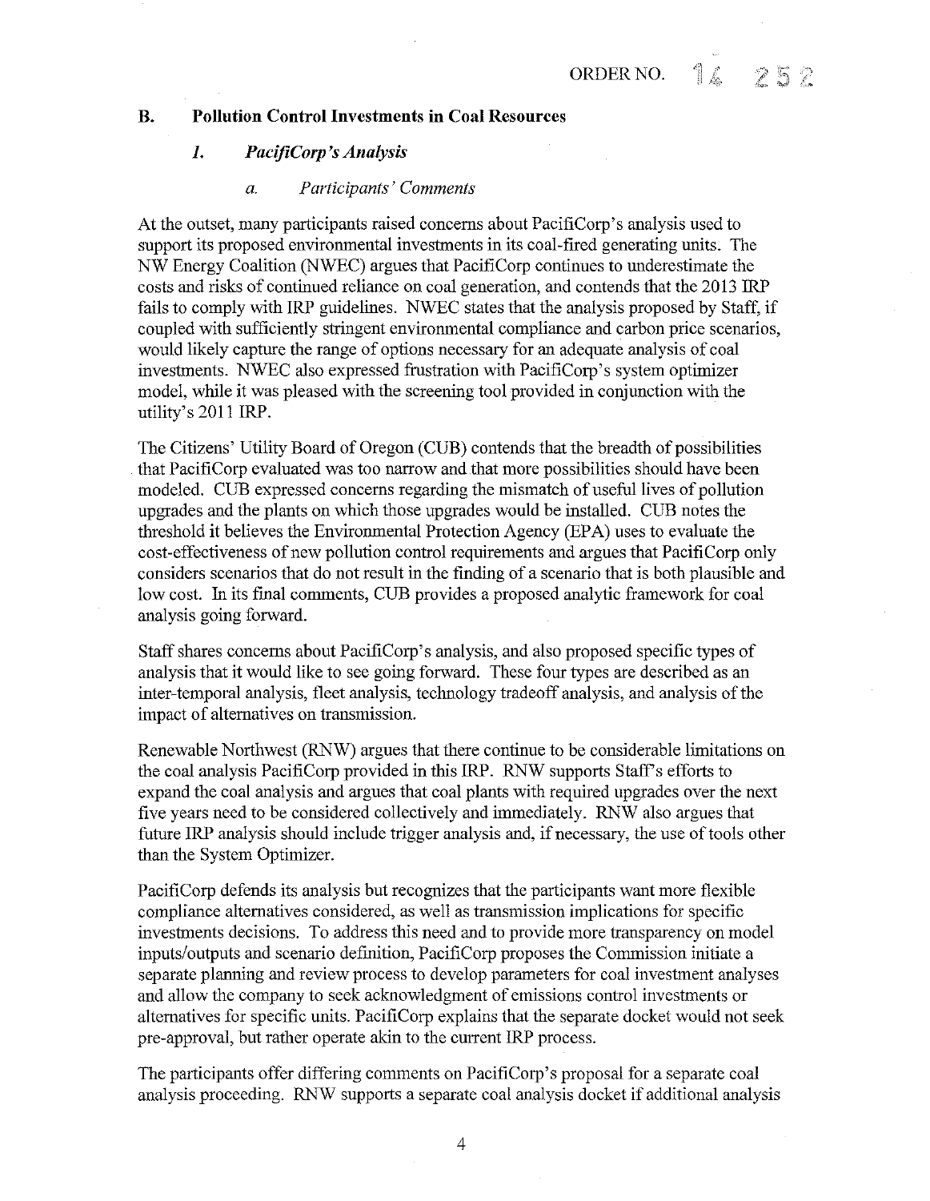## B. Pollution Control Investments in Coal Resources

### *1. PacifiCorp's Analysis*

#### *a. Participants' Comments*

At the outset, many participants raised concerns about PacifiCorp's analysis used to support its proposed environmental investments in its coal-fired generating units. The NW Energy Coalition (NWEC) argues that PacifiCorp continues to underestimate the costs and risks of continued reliance on coal generation, and contends that the 2013 IRP fails to comply with IRP guidelines. NWEC states that the analysis proposed by Staff, if coupled with sufficiently stringent environmental compliance and carbon price scenarios, would likely capture the range of options necessary for an adequate analysis of coal investments. NWEC also expressed frustration with PacifiCorp's system optimizer model, while it was pleased with the screening tool provided in conjunction with the utility's 2011 IRP.

The Citizens' Utility Board of Oregon (CUB) contends that the breadth of possibilities that PacifiCorp evaluated was too narrow and that more possibilities should have been modeled. CUB expressed concerns regarding the mismatch of useful lives of pollution upgrades and the plants on which those upgrades would be installed. CUB notes the threshold it believes the Environmental Protection Agency (EPA) uses to evaluate the cost-effectiveness of new pollution control requirements and argues that PacifiCorp only considers scenarios that do not result in the finding of a scenario that is both plausible and low cost. In its final comments, CUB provides a proposed analytic framework for coal analysis going forward.

Staff shares concerns about PacifiCorp's analysis, and also proposed specific types of analysis that it would like to see going forward. These four types are described as an inter-temporal analysis, fleet analysis, technology tradeoff analysis, and analysis of the impact of alternatives on transmission.

Renewable Northwest (RNW) argues that there continue to be considerable limitations on the coal analysis PacifiCorp provided in this IRP. RNW supports Staff's efforts to expand the coal analysis and argues that coal plants with required upgrades over the next five years need to be considered collectively and immediately. RNW also argues that future IRP analysis should include trigger analysis and, if necessary, the use of tools other than the System Optimizer.

PacifiCorp defends its analysis but recognizes that the participants want more flexible compliance alternatives considered, as well as transmission implications for specific investments decisions. To address this need and to provide more transparency on model inputs/outputs and scenario definition, PacifiCorp proposes the Commission initiate a separate planning and review process to develop parameters for coal investment analyses and allow the company to seek acknowledgment of emissions control investments or alternatives for specific units. PacifiCorp explains that the separate docket would not seek pre-approval, but rather operate akin to the current IRP process.

The participants offer differing comments on PacifiCorp's proposal for a separate coal analysis proceeding. RNW supports a separate coal analysis docket if additional analysis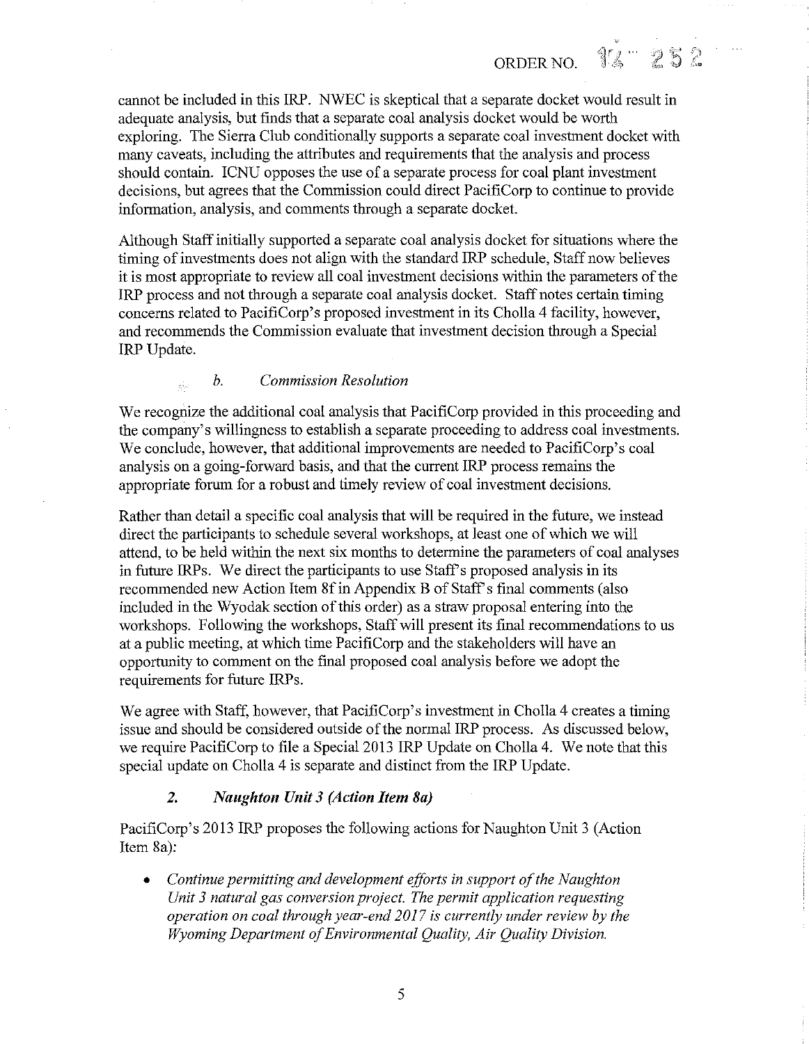cannot be included in this IRP. NWEC is skeptical that a separate docket would result in adequate analysis, but finds that a separate coal analysis docket would be worth exploring. The Sierra Club conditionally supports a separate coal investment docket with many caveats, including the attributes and requirements that the analysis and process should contain. ICNU opposes the use of a separate process for coal plant investment decisions, but agrees that the Commission could direct PacifiCorp to continue to provide information, analysis, and comments through a separate docket.

Although Staff initially supported a separate coal analysis docket for situations where the timing of investments does not align with the standard IRP schedule, Staff now believes it is most appropriate to review all coal investment decisions within the parameters of the IRP process and not through a separate coal analysis docket. Staff notes certain timing concerns related to PacifiCorp's proposed investment in its Cholla 4 facility, however, and recommends the Commission evaluate that investment decision through a Special IRP Update.

#### *b. Commission Resolution*

We recognize the additional coal analysis that PacifiCorp provided in this proceeding and the company's willingness to establish a separate proceeding to address coal investments. We conclude, however, that additional improvements are needed to PacifiCorp's coal analysis on a going-forward basis, and that the current IRP process remains the appropriate forum for a robust and timely review of coal investment decisions.

Rather than detail a specific coal analysis that will be required in the future, we instead direct the participants to schedule several workshops, at least one of which we will attend, to be held within the next six months to determine the parameters of coal analyses in future IRPs. We direct the participants to use Staff's proposed analysis in its recommended new Action Item 8f in Appendix B of Staff's final comments (also included in the Wyodak section of this order) as a straw proposal entering into the workshops. Following the workshops, Staff will present its final recommendations to us at a public meeting, at which time PacifiCorp and the stakeholders will have an opportunity to comment on the final proposed coal analysis before we adopt the requirements for future IRPs.

We agree with Staff, however, that PacifiCorp's investment in Cholla 4 creates a timing issue and should be considered outside of the normal IRP process. As discussed below, we require PacifiCorp to file a Special 2013 IRP Update on Cholla 4. We note that this special update on Cholla 4 is separate and distinct from the IRP Update.

### *2. Naughton Unit 3 (Action Item 8a)*

PacifiCorp's 2013 IRP proposes the following actions for Naughton Unit 3 (Action Item 8a):

- *Continue permitting and development efforts in support of the Naughton Unit 3 natural gas conversion project. The permit application requesting operation on coal through year-end 2017 is currently under review by the Wyoming Department of Environmental Quality, Air Quality Division.*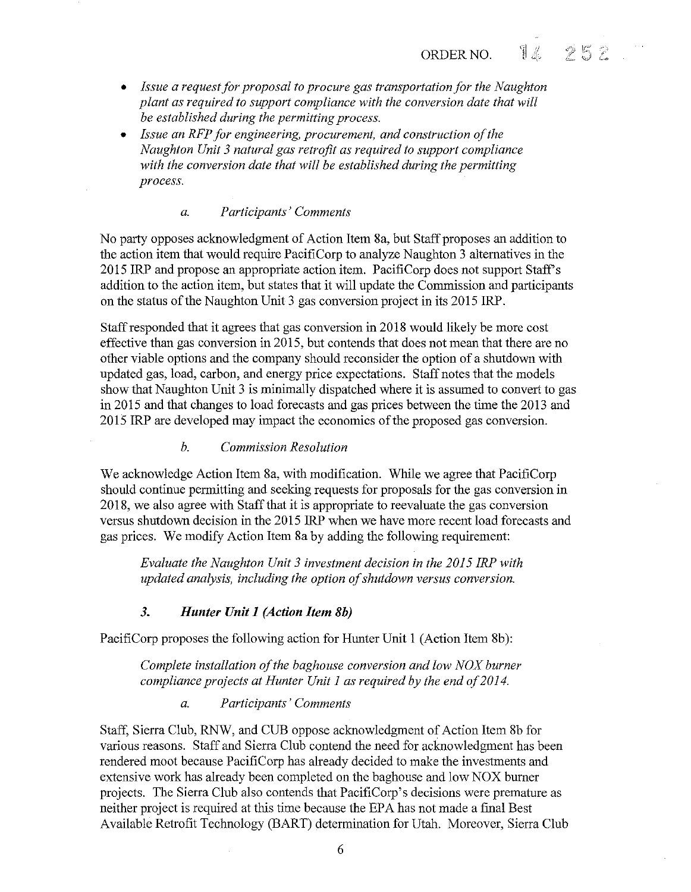- *Issue a request for proposal to procure gas transportation for the Naughton plant as required to support compliance with the conversion date that will be established during the permitting process.*
- *Issue an RFP for engineering, procurement, and construction of the Naughton Unit 3 natural gas retrofit as required to support compliance with the conversion date that will be established during the permitting process.*

#### a. *Participants' Comments*

No party opposes acknowledgment of Action Item 8a, but Staff proposes an addition to the action item that would require PacifiCorp to analyze Naughton 3 alternatives in the 2015 IRP and propose an appropriate action item. PacifiCorp does not support Staff's addition to the action item, but states that it will update the Commission and participants on the status of the Naughton Unit 3 gas conversion project in its 2015 IRP.

Staff responded that it agrees that gas conversion in 2018 would likely be more cost effective than gas conversion in 2015, but contends that does not mean that there are no other viable options and the company should reconsider the option of a shutdown with updated gas, load, carbon, and energy price expectations. Staff notes that the models show that Naughton Unit 3 is minimally dispatched where it is assumed to convert to gas in 2015 and that changes to load forecasts and gas prices between the time the 2013 and 2015 IRP are developed may impact the economics of the proposed gas conversion.

#### b. *Commission Resolution*

We acknowledge Action Item 8a, with modification. While we agree that PacifiCorp should continue permitting and seeking requests for proposals for the gas conversion in 2018, we also agree with Staff that it is appropriate to reevaluate the gas conversion versus shutdown decision in the 2015 IRP when we have more recent load forecasts and gas prices. We modify Action Item 8a by adding the following requirement:

> *Evaluate the Naughton Unit 3 investment decision in the 2015 IRP with updated analysis, including the option of shutdown versus conversion.*

### *3. Hunter Unit 1 (Action Item 8b)*

PacifiCorp proposes the following action for Hunter Unit 1 (Action Item 8b):

> *Complete installation of the baghouse conversion and low NOX burner compliance projects at Hunter Unit 1 as required by the end of 2014.*

#### a. *Participants' Comments*

Staff, Sierra Club, RNW, and CUB oppose acknowledgment of Action Item 8b for various reasons. Staff and Sierra Club contend the need for acknowledgment has been rendered moot because PacifiCorp has already decided to make the investments and extensive work has already been completed on the baghouse and low NOX burner projects. The Sierra Club also contends that PacifiCorp's decisions were premature as neither project is required at this time because the EPA has not made a final Best Available Retrofit Technology (BART) determination for Utah. Moreover, Sierra Club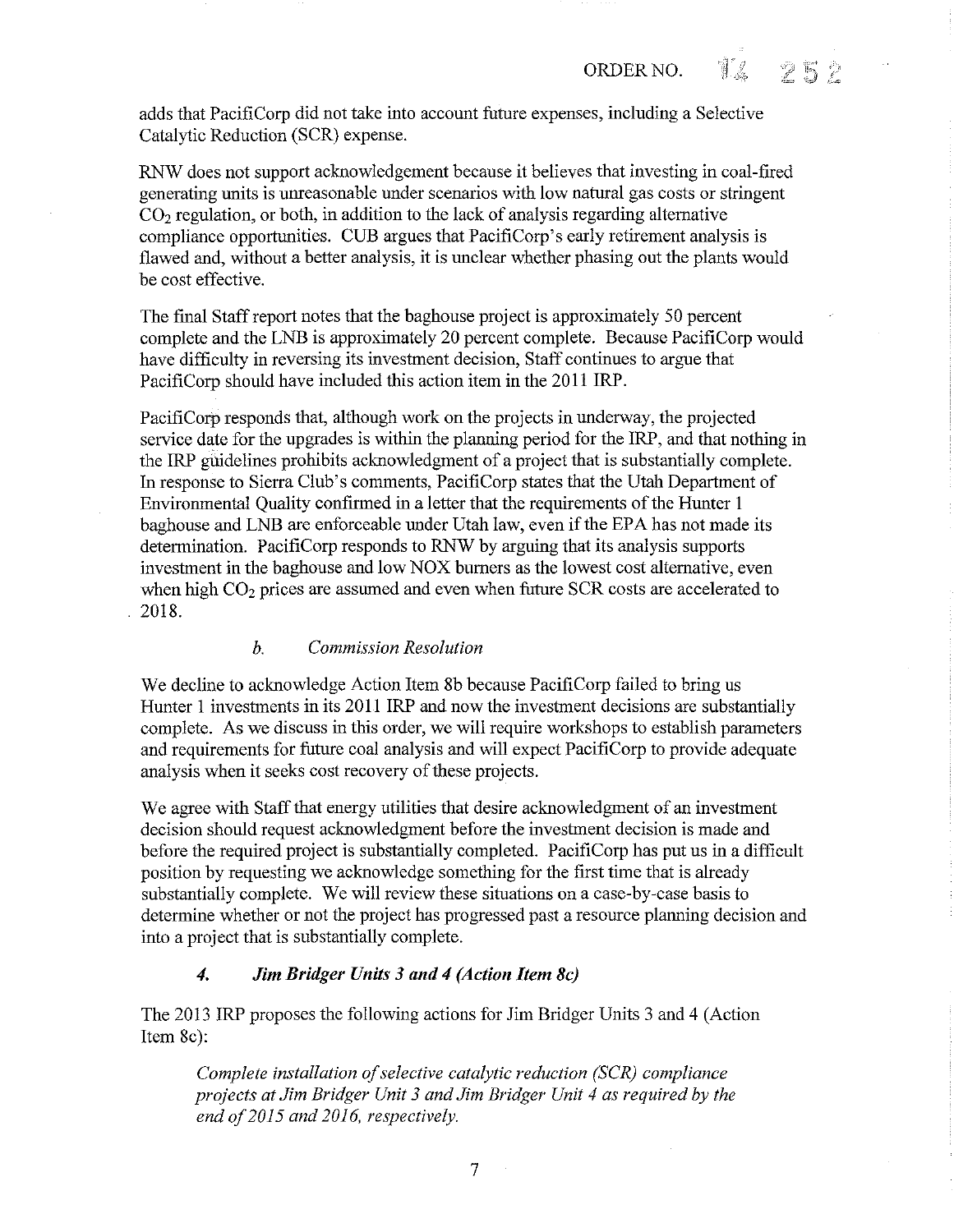adds that PacifiCorp did not take into account future expenses, including a Selective Catalytic Reduction (SCR) expense.

RNW does not support acknowledgement because it believes that investing in coal-fired generating units is unreasonable under scenarios with low natural gas costs or stringent $CO_2$ regulation, or both, in addition to the lack of analysis regarding alternative compliance opportunities. CUB argues that PacifiCorp's early retirement analysis is flawed and, without a better analysis, it is unclear whether phasing out the plants would be cost effective.

The final Staff report notes that the baghouse project is approximately 50 percent complete and the LNB is approximately 20 percent complete. Because PacifiCorp would have difficulty in reversing its investment decision, Staff continues to argue that PacifiCorp should have included this action item in the 2011 IRP.

PacifiCorp responds that, although work on the projects in underway, the projected service date for the upgrades is within the planning period for the IRP, and that nothing in the IRP guidelines prohibits acknowledgment of a project that is substantially complete. In response to Sierra Club's comments, PacifiCorp states that the Utah Department of Environmental Quality confirmed in a letter that the requirements of the Hunter 1 baghouse and LNB are enforceable under Utah law, even if the EPA has not made its determination. PacifiCorp responds to RNW by arguing that its analysis supports investment in the baghouse and low NOX burners as the lowest cost alternative, even when high $CO_2$ prices are assumed and even when future SCR costs are accelerated to 2018.

#### *b. Commission Resolution*

We decline to acknowledge Action Item 8b because PacifiCorp failed to bring us Hunter 1 investments in its 2011 IRP and now the investment decisions are substantially complete. As we discuss in this order, we will require workshops to establish parameters and requirements for future coal analysis and will expect PacifiCorp to provide adequate analysis when it seeks cost recovery of these projects.

We agree with Staff that energy utilities that desire acknowledgment of an investment decision should request acknowledgment before the investment decision is made and before the required project is substantially completed. PacifiCorp has put us in a difficult position by requesting we acknowledge something for the first time that is already substantially complete. We will review these situations on a case-by-case basis to determine whether or not the project has progressed past a resource planning decision and into a project that is substantially complete.

### *4. Jim Bridger Units 3 and 4 (Action Item 8c)*

The 2013 IRP proposes the following actions for Jim Bridger Units 3 and 4 (Action Item 8c):

> *Complete installation of selective catalytic reduction (SCR) compliance projects at Jim Bridger Unit 3 and Jim Bridger Unit 4 as required by the end of 2015 and 2016, respectively.*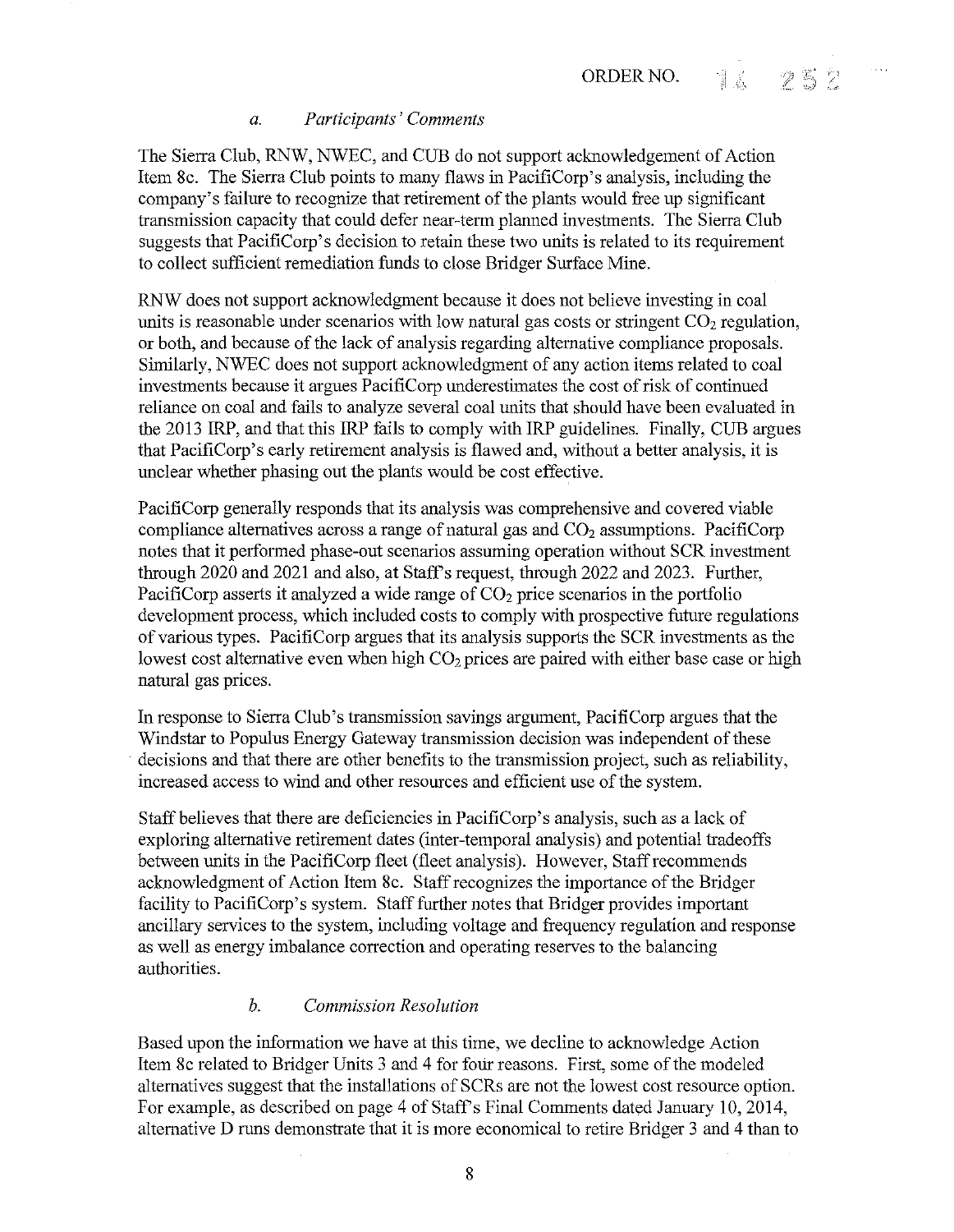### *a. Participants' Comments*

The Sierra Club, RNW, NWEC, and CUB do not support acknowledgement of Action Item 8c. The Sierra Club points to many flaws in PacifiCorp's analysis, including the company's failure to recognize that retirement of the plants would free up significant transmission capacity that could defer near-term planned investments. The Sierra Club suggests that PacifiCorp's decision to retain these two units is related to its requirement to collect sufficient remediation funds to close Bridger Surface Mine.

RNW does not support acknowledgment because it does not believe investing in coal units is reasonable under scenarios with low natural gas costs or stringent $CO_2$ regulation, or both, and because of the lack of analysis regarding alternative compliance proposals. Similarly, NWEC does not support acknowledgment of any action items related to coal investments because it argues PacifiCorp underestimates the cost of risk of continued reliance on coal and fails to analyze several coal units that should have been evaluated in the 2013 IRP, and that this IRP fails to comply with IRP guidelines. Finally, CUB argues that PacifiCorp's early retirement analysis is flawed and, without a better analysis, it is unclear whether phasing out the plants would be cost effective.

PacifiCorp generally responds that its analysis was comprehensive and covered viable compliance alternatives across a range of natural gas and $CO_2$ assumptions. PacifiCorp notes that it performed phase-out scenarios assuming operation without SCR investment through 2020 and 2021 and also, at Staff's request, through 2022 and 2023. Further, PacifiCorp asserts it analyzed a wide range of $CO_2$ price scenarios in the portfolio development process, which included costs to comply with prospective future regulations of various types. PacifiCorp argues that its analysis supports the SCR investments as the lowest cost alternative even when high $CO_2$ prices are paired with either base case or high natural gas prices.

In response to Sierra Club's transmission savings argument, PacifiCorp argues that the Windstar to Populus Energy Gateway transmission decision was independent of these decisions and that there are other benefits to the transmission project, such as reliability, increased access to wind and other resources and efficient use of the system.

Staff believes that there are deficiencies in PacifiCorp's analysis, such as a lack of exploring alternative retirement dates (inter-temporal analysis) and potential tradeoffs between units in the PacifiCorp fleet (fleet analysis). However, Staff recommends acknowledgment of Action Item 8c. Staff recognizes the importance of the Bridger facility to PacifiCorp's system. Staff further notes that Bridger provides important ancillary services to the system, including voltage and frequency regulation and response as well as energy imbalance correction and operating reserves to the balancing authorities.

### *b. Commission Resolution*

Based upon the information we have at this time, we decline to acknowledge Action Item 8c related to Bridger Units 3 and 4 for four reasons. First, some of the modeled alternatives suggest that the installations of SCRs are not the lowest cost resource option. For example, as described on page 4 of Staff's Final Comments dated January 10, 2014, alternative D runs demonstrate that it is more economical to retire Bridger 3 and 4 than to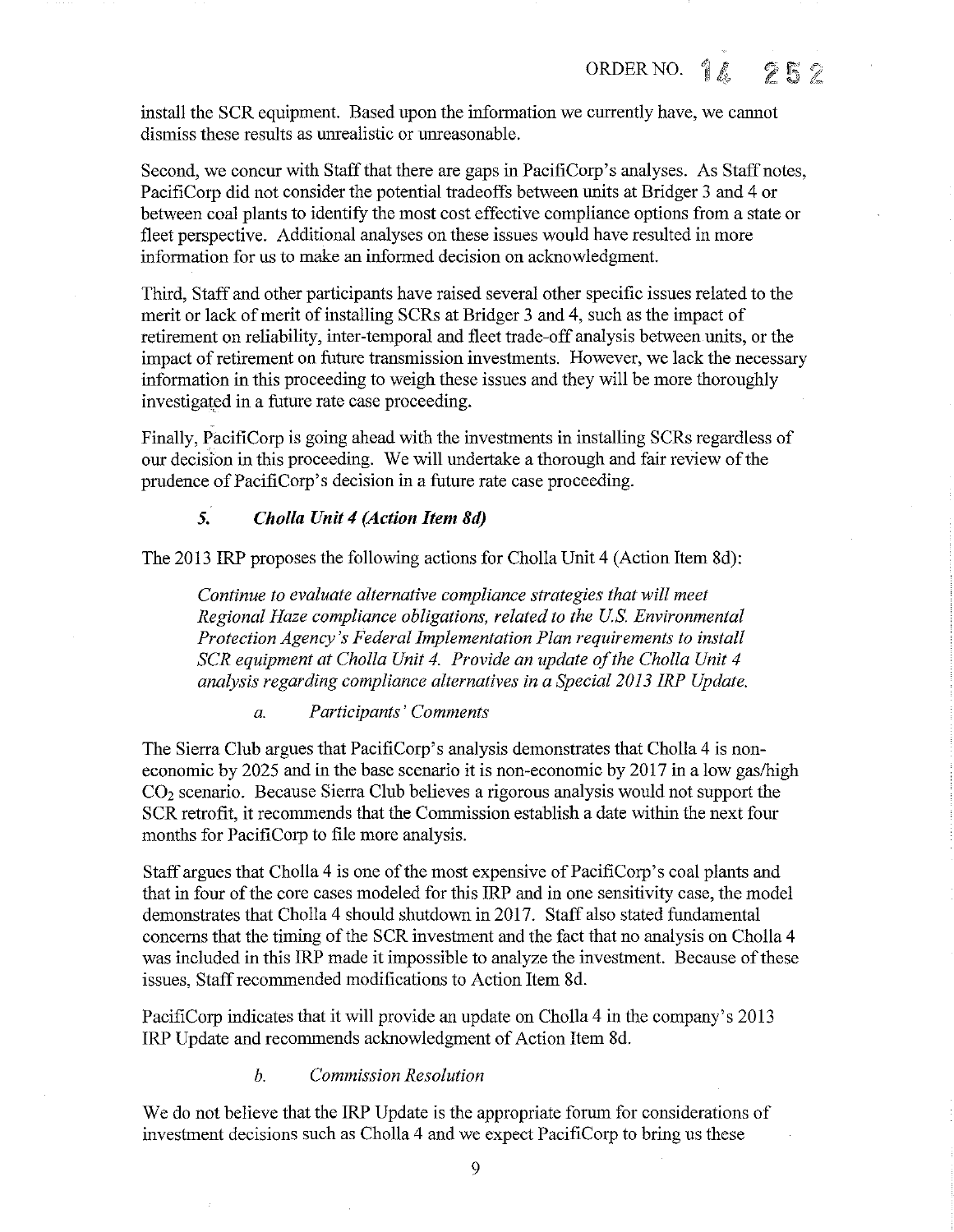install the SCR equipment. Based upon the information we currently have, we cannot dismiss these results as unrealistic or unreasonable.

Second, we concur with Staff that there are gaps in PacifiCorp's analyses. As Staff notes, PacifiCorp did not consider the potential tradeoffs between units at Bridger 3 and 4 or between coal plants to identify the most cost effective compliance options from a state or fleet perspective. Additional analyses on these issues would have resulted in more information for us to make an informed decision on acknowledgment.

Third, Staff and other participants have raised several other specific issues related to the merit or lack of merit of installing SCRs at Bridger 3 and 4, such as the impact of retirement on reliability, inter-temporal and fleet trade-off analysis between units, or the impact of retirement on future transmission investments. However, we lack the necessary information in this proceeding to weigh these issues and they will be more thoroughly investigated in a future rate case proceeding.

Finally, PacifiCorp is going ahead with the investments in installing SCRs regardless of our decision in this proceeding. We will undertake a thorough and fair review of the prudence of PacifiCorp's decision in a future rate case proceeding.

### *5. Cholla Unit 4 (Action Item 8d)*

The 2013 IRP proposes the following actions for Cholla Unit 4 (Action Item 8d):

> *Continue to evaluate alternative compliance strategies that will meet Regional Haze compliance obligations, related to the U.S. Environmental Protection Agency's Federal Implementation Plan requirements to install SCR equipment at Cholla Unit 4. Provide an update of the Cholla Unit 4 analysis regarding compliance alternatives in a Special 2013 IRP Update.*

#### *a. Participants' Comments*

The Sierra Club argues that PacifiCorp's analysis demonstrates that Cholla 4 is non-economic by 2025 and in the base scenario it is non-economic by 2017 in a low gas/high $CO_2$ scenario. Because Sierra Club believes a rigorous analysis would not support the SCR retrofit, it recommends that the Commission establish a date within the next four months for PacifiCorp to file more analysis.

Staff argues that Cholla 4 is one of the most expensive of PacifiCorp's coal plants and that in four of the core cases modeled for this IRP and in one sensitivity case, the model demonstrates that Cholla 4 should shutdown in 2017. Staff also stated fundamental concerns that the timing of the SCR investment and the fact that no analysis on Cholla 4 was included in this IRP made it impossible to analyze the investment. Because of these issues, Staff recommended modifications to Action Item 8d.

PacifiCorp indicates that it will provide an update on Cholla 4 in the company's 2013 IRP Update and recommends acknowledgment of Action Item 8d.

#### *b. Commission Resolution*

We do not believe that the IRP Update is the appropriate forum for considerations of investment decisions such as Cholla 4 and we expect PacifiCorp to bring us these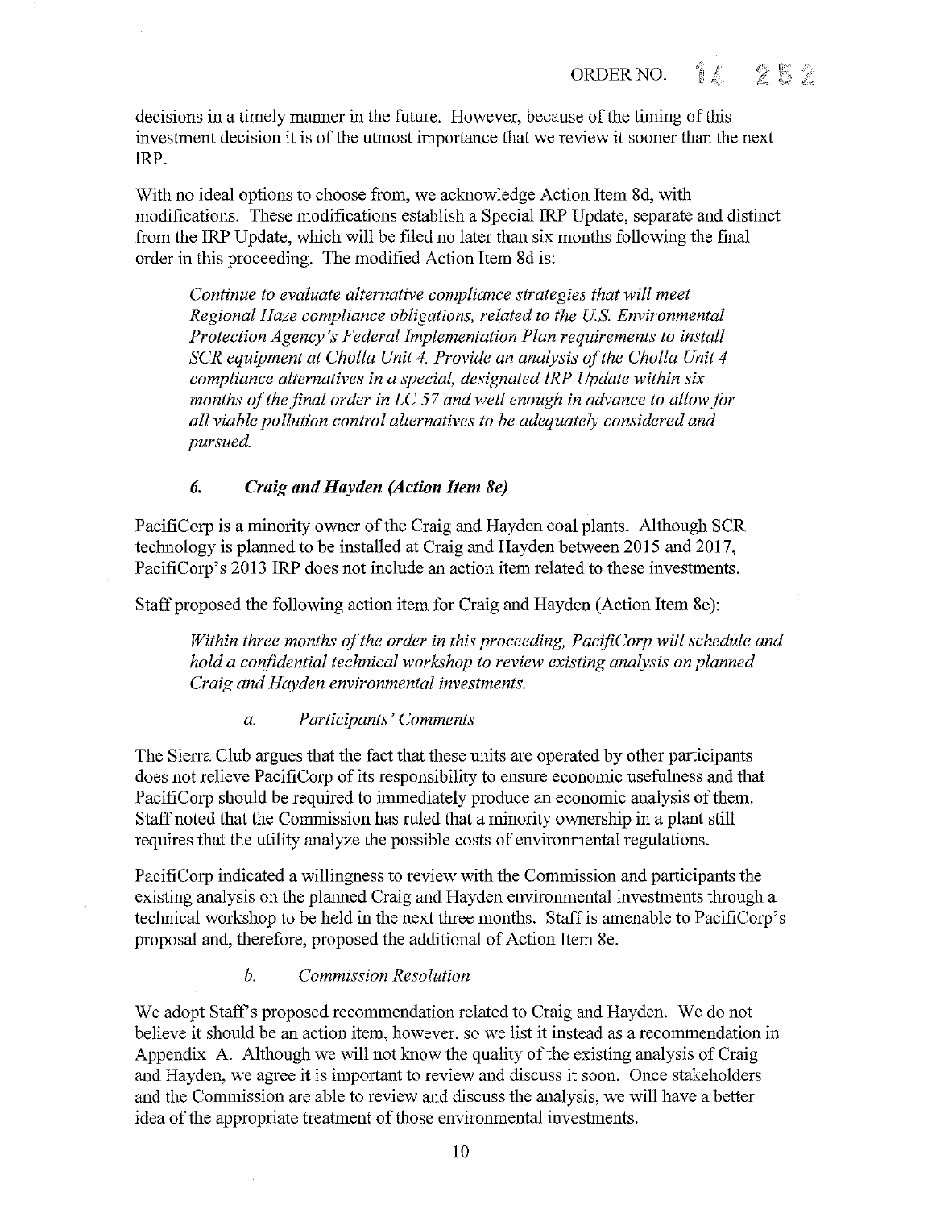decisions in a timely manner in the future. However, because of the timing of this investment decision it is of the utmost importance that we review it sooner than the next IRP.

With no ideal options to choose from, we acknowledge Action Item 8d, with modifications. These modifications establish a Special IRP Update, separate and distinct from the IRP Update, which will be filed no later than six months following the final order in this proceeding. The modified Action Item 8d is:

> *Continue to evaluate alternative compliance strategies that will meet Regional Haze compliance obligations, related to the U.S. Environmental Protection Agency's Federal Implementation Plan requirements to install SCR equipment at Cholla Unit 4. Provide an analysis of the Cholla Unit 4 compliance alternatives in a special, designated IRP Update within six months of the final order in LC 57 and well enough in advance to allow for all viable pollution control alternatives to be adequately considered and pursued.*

### 6. *Craig and Hayden (Action Item 8e)*

PacifiCorp is a minority owner of the Craig and Hayden coal plants. Although SCR technology is planned to be installed at Craig and Hayden between 2015 and 2017, PacifiCorp's 2013 IRP does not include an action item related to these investments.

Staff proposed the following action item for Craig and Hayden (Action Item 8e):

> *Within three months of the order in this proceeding, PacifiCorp will schedule and hold a confidential technical workshop to review existing analysis on planned Craig and Hayden environmental investments.*

#### a. *Participants' Comments*

The Sierra Club argues that the fact that these units are operated by other participants does not relieve PacifiCorp of its responsibility to ensure economic usefulness and that PacifiCorp should be required to immediately produce an economic analysis of them. Staff noted that the Commission has ruled that a minority ownership in a plant still requires that the utility analyze the possible costs of environmental regulations.

PacifiCorp indicated a willingness to review with the Commission and participants the existing analysis on the planned Craig and Hayden environmental investments through a technical workshop to be held in the next three months. Staff is amenable to PacifiCorp's proposal and, therefore, proposed the additional of Action Item 8e.

#### b. *Commission Resolution*

We adopt Staff's proposed recommendation related to Craig and Hayden. We do not believe it should be an action item, however, so we list it instead as a recommendation in Appendix A. Although we will not know the quality of the existing analysis of Craig and Hayden, we agree it is important to review and discuss it soon. Once stakeholders and the Commission are able to review and discuss the analysis, we will have a better idea of the appropriate treatment of those environmental investments.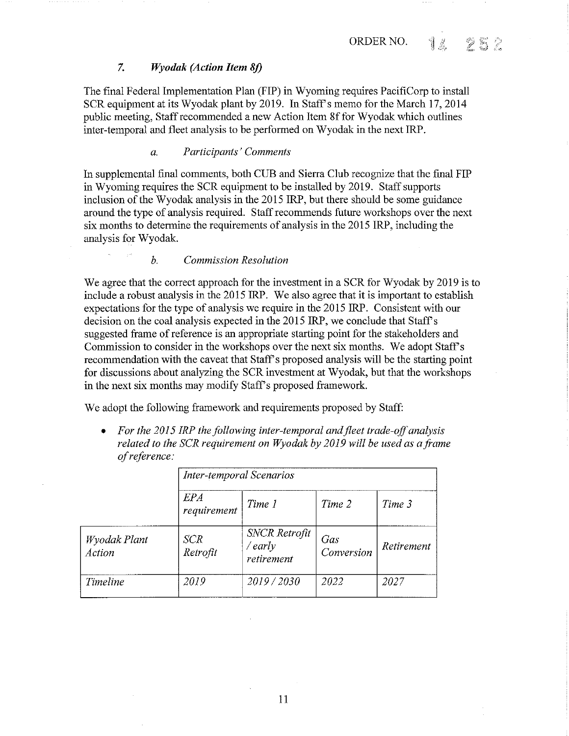### 7. *Wyodak (Action Item 8f)*

The final Federal Implementation Plan (FIP) in Wyoming requires PacifiCorp to install SCR equipment at its Wyodak plant by 2019. In Staff's memo for the March 17, 2014 public meeting, Staff recommended a new Action Item 8f for Wyodak which outlines inter-temporal and fleet analysis to be performed on Wyodak in the next IRP.

#### a. *Participants' Comments*

In supplemental final comments, both CUB and Sierra Club recognize that the final FIP in Wyoming requires the SCR equipment to be installed by 2019. Staff supports inclusion of the Wyodak analysis in the 2015 IRP, but there should be some guidance around the type of analysis required. Staff recommends future workshops over the next six months to determine the requirements of analysis in the 2015 IRP, including the analysis for Wyodak.

#### b. *Commission Resolution*

We agree that the correct approach for the investment in a SCR for Wyodak by 2019 is to include a robust analysis in the 2015 IRP. We also agree that it is important to establish expectations for the type of analysis we require in the 2015 IRP. Consistent with our decision on the coal analysis expected in the 2015 IRP, we conclude that Staff's suggested frame of reference is an appropriate starting point for the stakeholders and Commission to consider in the workshops over the next six months. We adopt Staff's recommendation with the caveat that Staff's proposed analysis will be the starting point for discussions about analyzing the SCR investment at Wyodak, but that the workshops in the next six months may modify Staff's proposed framework.

We adopt the following framework and requirements proposed by Staff:

- *For the 2015 IRP the following inter-temporal and fleet trade-off analysis related to the SCR requirement on Wyodak by 2019 will be used as a frame of reference:*

| | *Inter-temporal Scenarios* | | | |
|---|---|---|---|---|
| | *EPA requirement* | *Time 1* | *Time 2* | *Time 3* |
| *Wyodak Plant Action* | *SCR Retrofit* | *SNCR Retrofit / early retirement* | *Gas Conversion* | *Retirement* |
| *Timeline* | *2019* | *2019 / 2030* | *2022* | *2027* |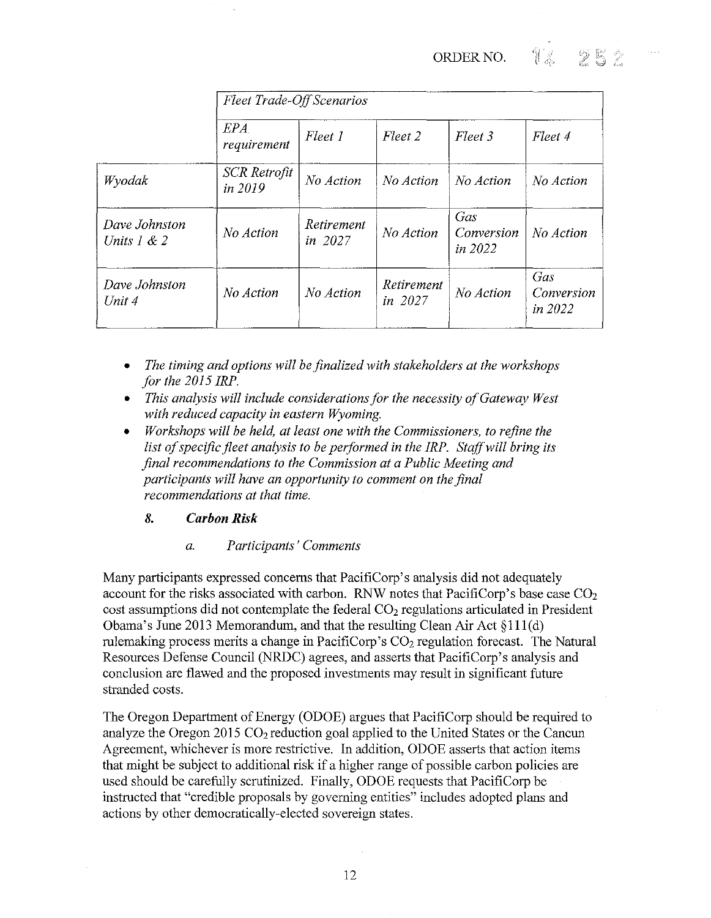| | *Fleet Trade-Off Scenarios* | | | | |
|---|---|---|---|---|---|
| | *EPA requirement* | *Fleet 1* | *Fleet 2* | *Fleet 3* | *Fleet 4* |
| *Wyodak* | *SCR Retrofit in 2019* | *No Action* | *No Action* | *No Action* | *No Action* |
| *Dave Johnston Units 1 & 2* | *No Action* | *Retirement in 2027* | *No Action* | *Gas Conversion in 2022* | *No Action* |
| *Dave Johnston Unit 4* | *No Action* | *No Action* | *Retirement in 2027* | *No Action* | *Gas Conversion in 2022* |

- *The timing and options will be finalized with stakeholders at the workshops for the 2015 IRP.*
- *This analysis will include considerations for the necessity of Gateway West with reduced capacity in eastern Wyoming.*
- *Workshops will be held, at least one with the Commissioners, to refine the list of specific fleet analysis to be performed in the IRP. Staff will bring its final recommendations to the Commission at a Public Meeting and participants will have an opportunity to comment on the final recommendations at that time.*

### 8. *Carbon Risk*

#### a. *Participants' Comments*

Many participants expressed concerns that PacifiCorp's analysis did not adequately account for the risks associated with carbon. RNW notes that PacifiCorp's base case $CO_2$ cost assumptions did not contemplate the federal $CO_2$ regulations articulated in President Obama's June 2013 Memorandum, and that the resulting Clean Air Act §111(d) rulemaking process merits a change in PacifiCorp's $CO_2$ regulation forecast. The Natural Resources Defense Council (NRDC) agrees, and asserts that PacifiCorp's analysis and conclusion are flawed and the proposed investments may result in significant future stranded costs.

The Oregon Department of Energy (ODOE) argues that PacifiCorp should be required to analyze the Oregon 2015 $CO_2$ reduction goal applied to the United States or the Cancun Agreement, whichever is more restrictive. In addition, ODOE asserts that action items that might be subject to additional risk if a higher range of possible carbon policies are used should be carefully scrutinized. Finally, ODOE requests that PacifiCorp be instructed that "credible proposals by governing entities" includes adopted plans and actions by other democratically-elected sovereign states.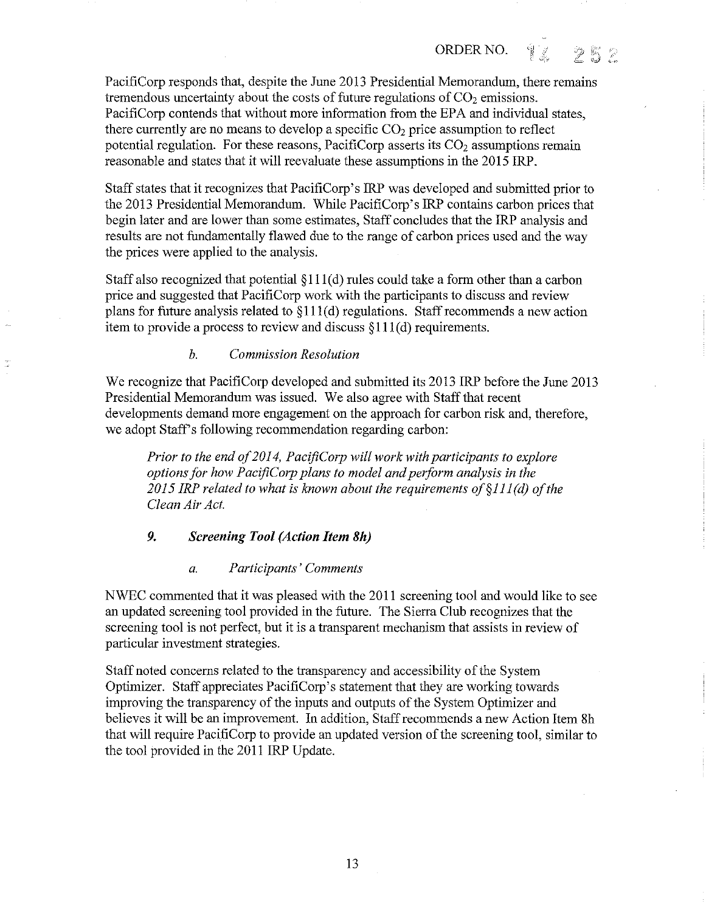PacifiCorp responds that, despite the June 2013 Presidential Memorandum, there remains tremendous uncertainty about the costs of future regulations of $CO_2$ emissions. PacifiCorp contends that without more information from the EPA and individual states, there currently are no means to develop a specific $CO_2$ price assumption to reflect potential regulation. For these reasons, PacifiCorp asserts its $CO_2$ assumptions remain reasonable and states that it will reevaluate these assumptions in the 2015 IRP.

Staff states that it recognizes that PacifiCorp's IRP was developed and submitted prior to the 2013 Presidential Memorandum. While PacifiCorp's IRP contains carbon prices that begin later and are lower than some estimates, Staff concludes that the IRP analysis and results are not fundamentally flawed due to the range of carbon prices used and the way the prices were applied to the analysis.

Staff also recognized that potential §111(d) rules could take a form other than a carbon price and suggested that PacifiCorp work with the participants to discuss and review plans for future analysis related to §111(d) regulations. Staff recommends a new action item to provide a process to review and discuss §111(d) requirements.

#### *b. Commission Resolution*

We recognize that PacifiCorp developed and submitted its 2013 IRP before the June 2013 Presidential Memorandum was issued. We also agree with Staff that recent developments demand more engagement on the approach for carbon risk and, therefore, we adopt Staff's following recommendation regarding carbon:

> *Prior to the end of 2014, PacifiCorp will work with participants to explore options for how PacifiCorp plans to model and perform analysis in the 2015 IRP related to what is known about the requirements of §111(d) of the Clean Air Act.*

### ***9. Screening Tool (Action Item 8h)***

#### *a. Participants' Comments*

NWEC commented that it was pleased with the 2011 screening tool and would like to see an updated screening tool provided in the future. The Sierra Club recognizes that the screening tool is not perfect, but it is a transparent mechanism that assists in review of particular investment strategies.

Staff noted concerns related to the transparency and accessibility of the System Optimizer. Staff appreciates PacifiCorp's statement that they are working towards improving the transparency of the inputs and outputs of the System Optimizer and believes it will be an improvement. In addition, Staff recommends a new Action Item 8h that will require PacifiCorp to provide an updated version of the screening tool, similar to the tool provided in the 2011 IRP Update.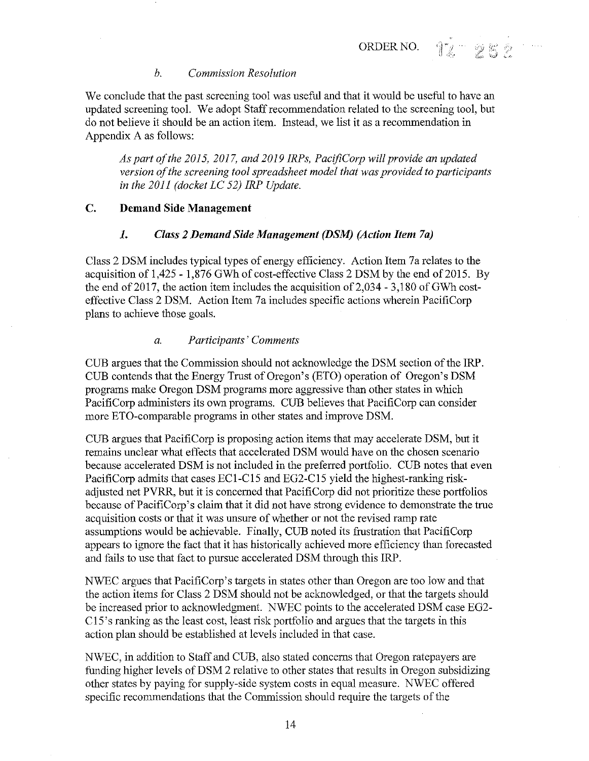### *b. Commission Resolution*

We conclude that the past screening tool was useful and that it would be useful to have an updated screening tool. We adopt Staff recommendation related to the screening tool, but do not believe it should be an action item. Instead, we list it as a recommendation in Appendix A as follows:

> *As part of the 2015, 2017, and 2019 IRPs, PacifiCorp will provide an updated version of the screening tool spreadsheet model that was provided to participants in the 2011 (docket LC 52) IRP Update.*

## C. Demand Side Management

### *1. Class 2 Demand Side Management (DSM) (Action Item 7a)*

Class 2 DSM includes typical types of energy efficiency. Action Item 7a relates to the acquisition of 1,425 - 1,876 GWh of cost-effective Class 2 DSM by the end of 2015. By the end of 2017, the action item includes the acquisition of 2,034 - 3,180 of GWh cost-effective Class 2 DSM. Action Item 7a includes specific actions wherein PacifiCorp plans to achieve those goals.

#### *a. Participants' Comments*

CUB argues that the Commission should not acknowledge the DSM section of the IRP. CUB contends that the Energy Trust of Oregon's (ETO) operation of Oregon's DSM programs make Oregon DSM programs more aggressive than other states in which PacifiCorp administers its own programs. CUB believes that PacifiCorp can consider more ETO-comparable programs in other states and improve DSM.

CUB argues that PacifiCorp is proposing action items that may accelerate DSM, but it remains unclear what effects that accelerated DSM would have on the chosen scenario because accelerated DSM is not included in the preferred portfolio. CUB notes that even PacifiCorp admits that cases EC1-C15 and EG2-C15 yield the highest-ranking risk-adjusted net PVRR, but it is concerned that PacifiCorp did not prioritize these portfolios because of PacifiCorp's claim that it did not have strong evidence to demonstrate the true acquisition costs or that it was unsure of whether or not the revised ramp rate assumptions would be achievable. Finally, CUB noted its frustration that PacifiCorp appears to ignore the fact that it has historically achieved more efficiency than forecasted and fails to use that fact to pursue accelerated DSM through this IRP.

NWEC argues that PacifiCorp's targets in states other than Oregon are too low and that the action items for Class 2 DSM should not be acknowledged, or that the targets should be increased prior to acknowledgment. NWEC points to the accelerated DSM case EG2-C15's ranking as the least cost, least risk portfolio and argues that the targets in this action plan should be established at levels included in that case.

NWEC, in addition to Staff and CUB, also stated concerns that Oregon ratepayers are funding higher levels of DSM 2 relative to other states that results in Oregon subsidizing other states by paying for supply-side system costs in equal measure. NWEC offered specific recommendations that the Commission should require the targets of the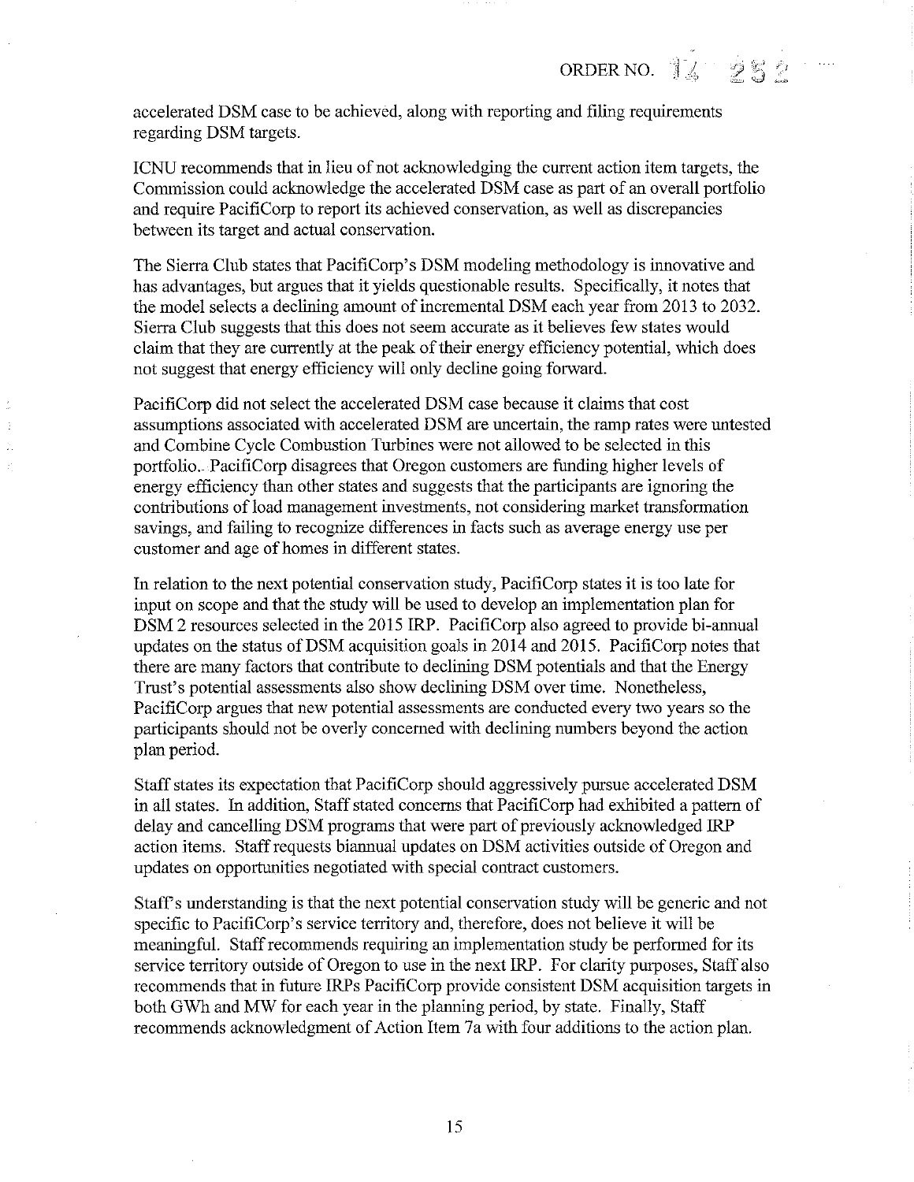accelerated DSM case to be achieved, along with reporting and filing requirements regarding DSM targets.

ICNU recommends that in lieu of not acknowledging the current action item targets, the Commission could acknowledge the accelerated DSM case as part of an overall portfolio and require PacifiCorp to report its achieved conservation, as well as discrepancies between its target and actual conservation.

The Sierra Club states that PacifiCorp's DSM modeling methodology is innovative and has advantages, but argues that it yields questionable results. Specifically, it notes that the model selects a declining amount of incremental DSM each year from 2013 to 2032. Sierra Club suggests that this does not seem accurate as it believes few states would claim that they are currently at the peak of their energy efficiency potential, which does not suggest that energy efficiency will only decline going forward.

PacifiCorp did not select the accelerated DSM case because it claims that cost assumptions associated with accelerated DSM are uncertain, the ramp rates were untested and Combine Cycle Combustion Turbines were not allowed to be selected in this portfolio. PacifiCorp disagrees that Oregon customers are funding higher levels of energy efficiency than other states and suggests that the participants are ignoring the contributions of load management investments, not considering market transformation savings, and failing to recognize differences in facts such as average energy use per customer and age of homes in different states.

In relation to the next potential conservation study, PacifiCorp states it is too late for input on scope and that the study will be used to develop an implementation plan for DSM 2 resources selected in the 2015 IRP. PacifiCorp also agreed to provide bi-annual updates on the status of DSM acquisition goals in 2014 and 2015. PacifiCorp notes that there are many factors that contribute to declining DSM potentials and that the Energy Trust's potential assessments also show declining DSM over time. Nonetheless, PacifiCorp argues that new potential assessments are conducted every two years so the participants should not be overly concerned with declining numbers beyond the action plan period.

Staff states its expectation that PacifiCorp should aggressively pursue accelerated DSM in all states. In addition, Staff stated concerns that PacifiCorp had exhibited a pattern of delay and cancelling DSM programs that were part of previously acknowledged IRP action items. Staff requests biannual updates on DSM activities outside of Oregon and updates on opportunities negotiated with special contract customers.

Staff's understanding is that the next potential conservation study will be generic and not specific to PacifiCorp's service territory and, therefore, does not believe it will be meaningful. Staff recommends requiring an implementation study be performed for its service territory outside of Oregon to use in the next IRP. For clarity purposes, Staff also recommends that in future IRPs PacifiCorp provide consistent DSM acquisition targets in both GWh and MW for each year in the planning period, by state. Finally, Staff recommends acknowledgment of Action Item 7a with four additions to the action plan.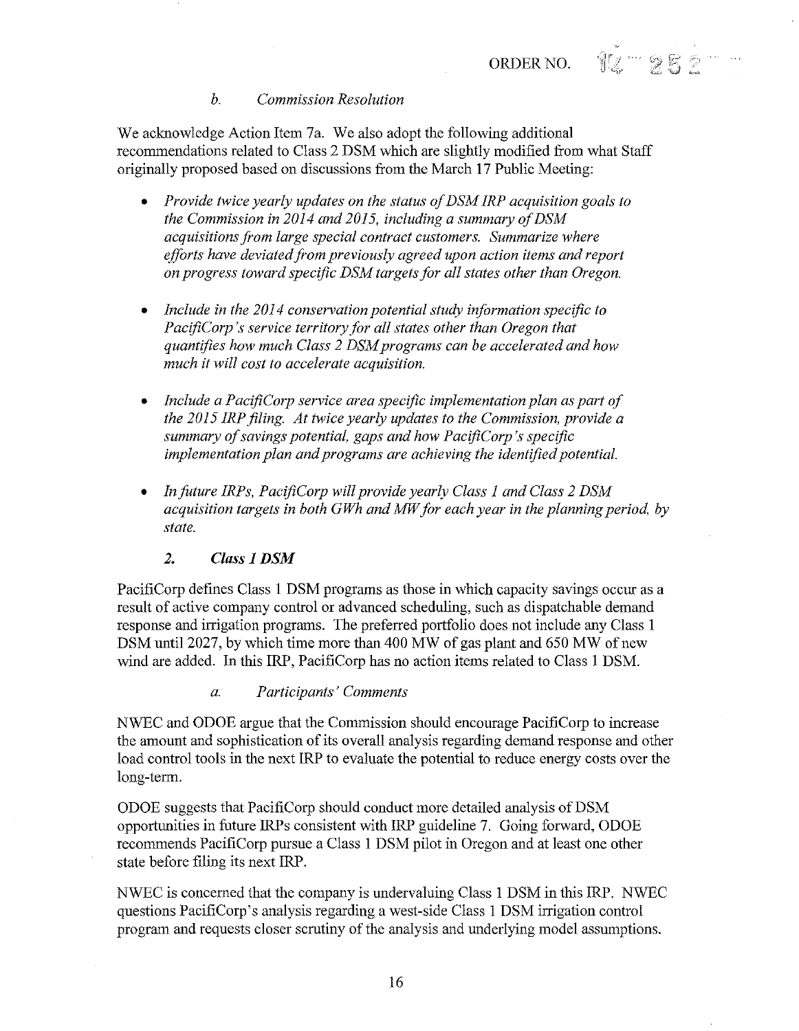#### *b. Commission Resolution*

We acknowledge Action Item 7a. We also adopt the following additional recommendations related to Class 2 DSM which are slightly modified from what Staff originally proposed based on discussions from the March 17 Public Meeting:

- *Provide twice yearly updates on the status of DSM IRP acquisition goals to the Commission in 2014 and 2015, including a summary of DSM acquisitions from large special contract customers. Summarize where efforts have deviated from previously agreed upon action items and report on progress toward specific DSM targets for all states other than Oregon.*

- *Include in the 2014 conservation potential study information specific to PacifiCorp's service territory for all states other than Oregon that quantifies how much Class 2 DSM programs can be accelerated and how much it will cost to accelerate acquisition.*

- *Include a PacifiCorp service area specific implementation plan as part of the 2015 IRP filing. At twice yearly updates to the Commission, provide a summary of savings potential, gaps and how PacifiCorp's specific implementation plan and programs are achieving the identified potential.*

- *In future IRPs, PacifiCorp will provide yearly Class 1 and Class 2 DSM acquisition targets in both GWh and MW for each year in the planning period, by state.*

### *2. Class 1 DSM*

PacifiCorp defines Class 1 DSM programs as those in which capacity savings occur as a result of active company control or advanced scheduling, such as dispatchable demand response and irrigation programs. The preferred portfolio does not include any Class 1 DSM until 2027, by which time more than 400 MW of gas plant and 650 MW of new wind are added. In this IRP, PacifiCorp has no action items related to Class 1 DSM.

#### *a. Participants' Comments*

NWEC and ODOE argue that the Commission should encourage PacifiCorp to increase the amount and sophistication of its overall analysis regarding demand response and other load control tools in the next IRP to evaluate the potential to reduce energy costs over the long-term.

ODOE suggests that PacifiCorp should conduct more detailed analysis of DSM opportunities in future IRPs consistent with IRP guideline 7. Going forward, ODOE recommends PacifiCorp pursue a Class 1 DSM pilot in Oregon and at least one other state before filing its next IRP.

NWEC is concerned that the company is undervaluing Class 1 DSM in this IRP. NWEC questions PacifiCorp's analysis regarding a west-side Class 1 DSM irrigation control program and requests closer scrutiny of the analysis and underlying model assumptions.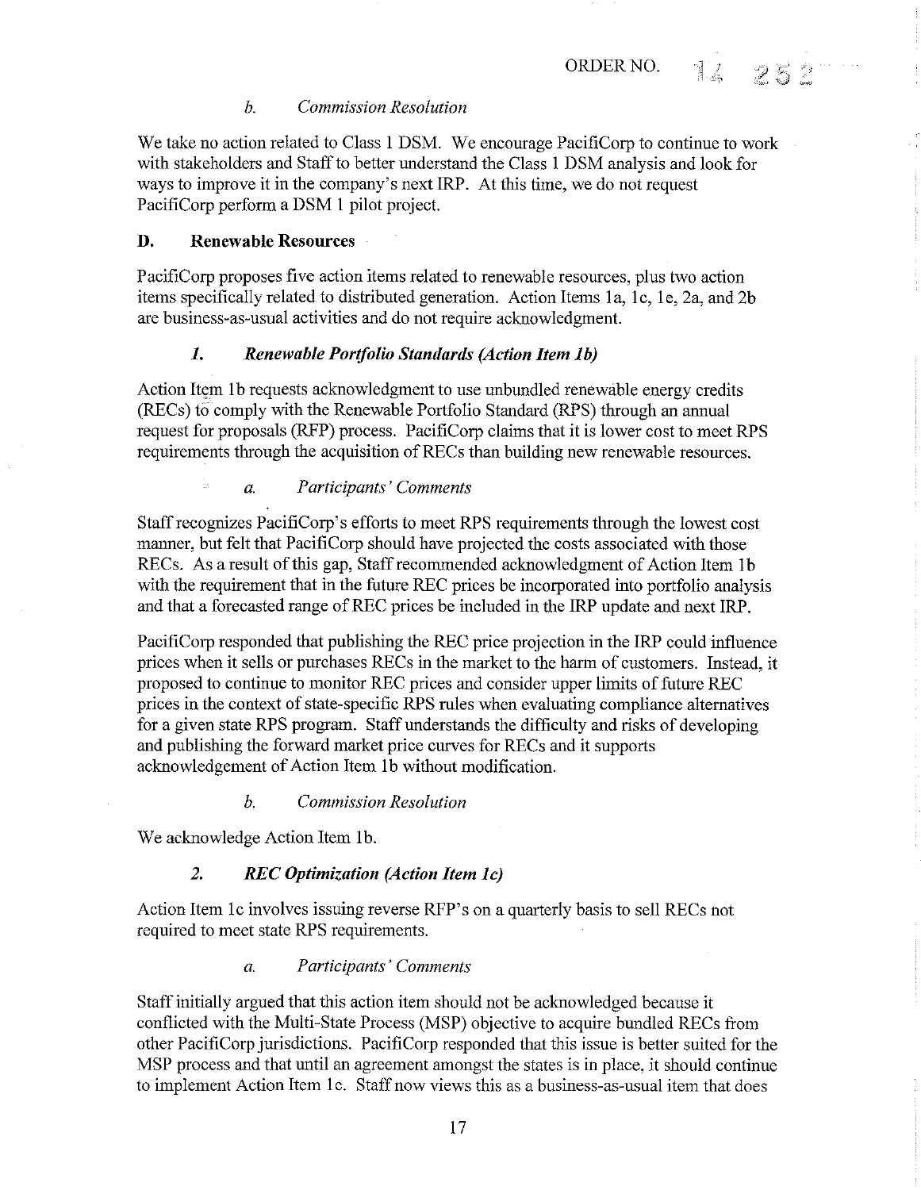#### *b. Commission Resolution*

We take no action related to Class 1 DSM. We encourage PacifiCorp to continue to work with stakeholders and Staff to better understand the Class 1 DSM analysis and look for ways to improve it in the company's next IRP. At this time, we do not request PacifiCorp perform a DSM 1 pilot project.

## D. Renewable Resources

PacifiCorp proposes five action items related to renewable resources, plus two action items specifically related to distributed generation. Action Items 1a, 1c, 1e, 2a, and 2b are business-as-usual activities and do not require acknowledgment.

### *1. Renewable Portfolio Standards (Action Item 1b)*

Action Item 1b requests acknowledgment to use unbundled renewable energy credits (RECs) to comply with the Renewable Portfolio Standard (RPS) through an annual request for proposals (RFP) process. PacifiCorp claims that it is lower cost to meet RPS requirements through the acquisition of RECs than building new renewable resources.

#### *a. Participants' Comments*

Staff recognizes PacifiCorp's efforts to meet RPS requirements through the lowest cost manner, but felt that PacifiCorp should have projected the costs associated with those RECs. As a result of this gap, Staff recommended acknowledgment of Action Item 1b with the requirement that in the future REC prices be incorporated into portfolio analysis and that a forecasted range of REC prices be included in the IRP update and next IRP.

PacifiCorp responded that publishing the REC price projection in the IRP could influence prices when it sells or purchases RECs in the market to the harm of customers. Instead, it proposed to continue to monitor REC prices and consider upper limits of future REC prices in the context of state-specific RPS rules when evaluating compliance alternatives for a given state RPS program. Staff understands the difficulty and risks of developing and publishing the forward market price curves for RECs and it supports acknowledgement of Action Item 1b without modification.

#### *b. Commission Resolution*

We acknowledge Action Item 1b.

### *2. REC Optimization (Action Item 1c)*

Action Item 1c involves issuing reverse RFP's on a quarterly basis to sell RECs not required to meet state RPS requirements.

#### *a. Participants' Comments*

Staff initially argued that this action item should not be acknowledged because it conflicted with the Multi-State Process (MSP) objective to acquire bundled RECs from other PacifiCorp jurisdictions. PacifiCorp responded that this issue is better suited for the MSP process and that until an agreement amongst the states is in place, it should continue to implement Action Item 1c. Staff now views this as a business-as-usual item that does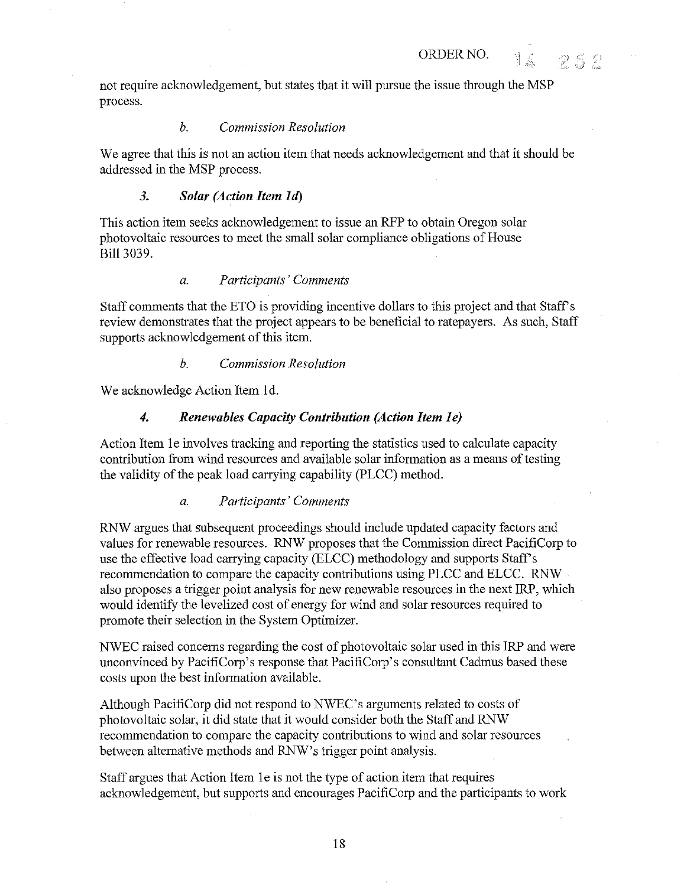not require acknowledgement, but states that it will pursue the issue through the MSP process.

*b. Commission Resolution*

We agree that this is not an action item that needs acknowledgement and that it should be addressed in the MSP process.

### *3. Solar (Action Item 1d)*

This action item seeks acknowledgement to issue an RFP to obtain Oregon solar photovoltaic resources to meet the small solar compliance obligations of House Bill 3039.

*a. Participants' Comments*

Staff comments that the ETO is providing incentive dollars to this project and that Staff's review demonstrates that the project appears to be beneficial to ratepayers. As such, Staff supports acknowledgement of this item.

*b. Commission Resolution*

We acknowledge Action Item 1d.

### *4. Renewables Capacity Contribution (Action Item 1e)*

Action Item 1e involves tracking and reporting the statistics used to calculate capacity contribution from wind resources and available solar information as a means of testing the validity of the peak load carrying capability (PLCC) method.

*a. Participants' Comments*

RNW argues that subsequent proceedings should include updated capacity factors and values for renewable resources. RNW proposes that the Commission direct PacifiCorp to use the effective load carrying capacity (ELCC) methodology and supports Staff's recommendation to compare the capacity contributions using PLCC and ELCC. RNW also proposes a trigger point analysis for new renewable resources in the next IRP, which would identify the levelized cost of energy for wind and solar resources required to promote their selection in the System Optimizer.

NWEC raised concerns regarding the cost of photovoltaic solar used in this IRP and were unconvinced by PacifiCorp's response that PacifiCorp's consultant Cadmus based these costs upon the best information available.

Although PacifiCorp did not respond to NWEC's arguments related to costs of photovoltaic solar, it did state that it would consider both the Staff and RNW recommendation to compare the capacity contributions to wind and solar resources between alternative methods and RNW's trigger point analysis.

Staff argues that Action Item 1e is not the type of action item that requires acknowledgement, but supports and encourages PacifiCorp and the participants to work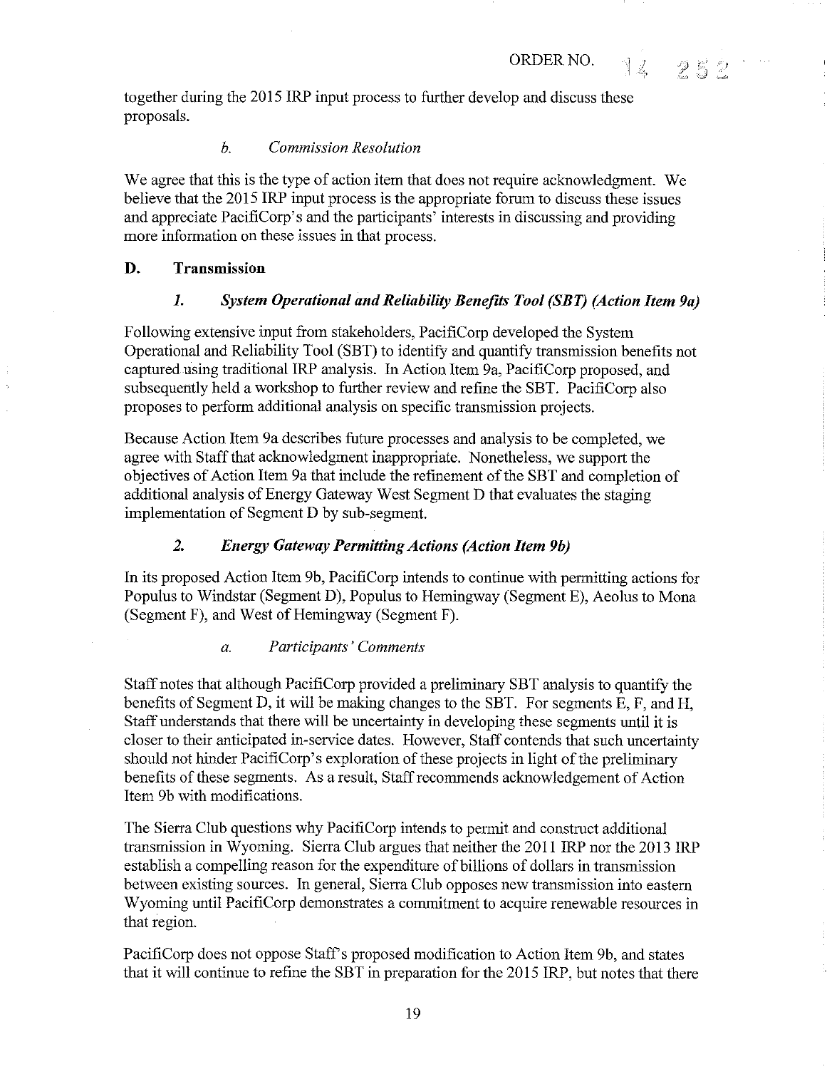together during the 2015 IRP input process to further develop and discuss these proposals.

*b. Commission Resolution*

We agree that this is the type of action item that does not require acknowledgment. We believe that the 2015 IRP input process is the appropriate forum to discuss these issues and appreciate PacifiCorp's and the participants' interests in discussing and providing more information on these issues in that process.

## D. Transmission

### *1. System Operational and Reliability Benefits Tool (SBT) (Action Item 9a)*

Following extensive input from stakeholders, PacifiCorp developed the System Operational and Reliability Tool (SBT) to identify and quantify transmission benefits not captured using traditional IRP analysis. In Action Item 9a, PacifiCorp proposed, and subsequently held a workshop to further review and refine the SBT. PacifiCorp also proposes to perform additional analysis on specific transmission projects.

Because Action Item 9a describes future processes and analysis to be completed, we agree with Staff that acknowledgment inappropriate. Nonetheless, we support the objectives of Action Item 9a that include the refinement of the SBT and completion of additional analysis of Energy Gateway West Segment D that evaluates the staging implementation of Segment D by sub-segment.

### *2. Energy Gateway Permitting Actions (Action Item 9b)*

In its proposed Action Item 9b, PacifiCorp intends to continue with permitting actions for Populus to Windstar (Segment D), Populus to Hemingway (Segment E), Aeolus to Mona (Segment F), and West of Hemingway (Segment F).

*a. Participants' Comments*

Staff notes that although PacifiCorp provided a preliminary SBT analysis to quantify the benefits of Segment D, it will be making changes to the SBT. For segments E, F, and H, Staff understands that there will be uncertainty in developing these segments until it is closer to their anticipated in-service dates. However, Staff contends that such uncertainty should not hinder PacifiCorp's exploration of these projects in light of the preliminary benefits of these segments. As a result, Staff recommends acknowledgement of Action Item 9b with modifications.

The Sierra Club questions why PacifiCorp intends to permit and construct additional transmission in Wyoming. Sierra Club argues that neither the 2011 IRP nor the 2013 IRP establish a compelling reason for the expenditure of billions of dollars in transmission between existing sources. In general, Sierra Club opposes new transmission into eastern Wyoming until PacifiCorp demonstrates a commitment to acquire renewable resources in that region.

PacifiCorp does not oppose Staff's proposed modification to Action Item 9b, and states that it will continue to refine the SBT in preparation for the 2015 IRP, but notes that there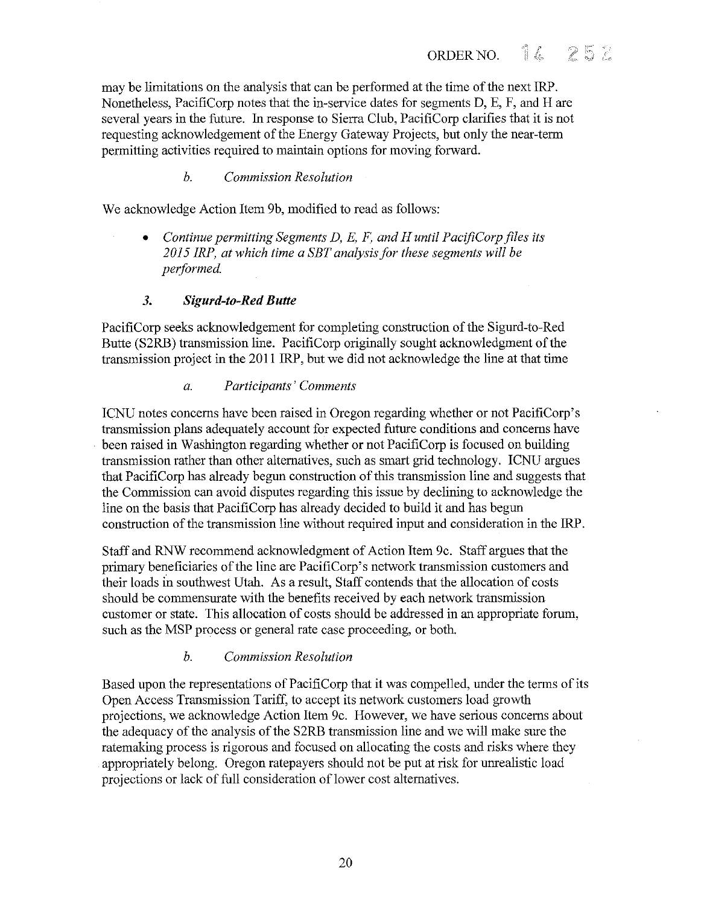may be limitations on the analysis that can be performed at the time of the next IRP. Nonetheless, PacifiCorp notes that the in-service dates for segments D, E, F, and H are several years in the future. In response to Sierra Club, PacifiCorp clarifies that it is not requesting acknowledgement of the Energy Gateway Projects, but only the near-term permitting activities required to maintain options for moving forward.

#### *b. Commission Resolution*

We acknowledge Action Item 9b, modified to read as follows:

- *Continue permitting Segments D, E, F, and H until PacifiCorp files its 2015 IRP, at which time a SBT analysis for these segments will be performed.*

### ***3. Sigurd-to-Red Butte***

PacifiCorp seeks acknowledgement for completing construction of the Sigurd-to-Red Butte (S2RB) transmission line. PacifiCorp originally sought acknowledgment of the transmission project in the 2011 IRP, but we did not acknowledge the line at that time

#### *a. Participants' Comments*

ICNU notes concerns have been raised in Oregon regarding whether or not PacifiCorp's transmission plans adequately account for expected future conditions and concerns have been raised in Washington regarding whether or not PacifiCorp is focused on building transmission rather than other alternatives, such as smart grid technology. ICNU argues that PacifiCorp has already begun construction of this transmission line and suggests that the Commission can avoid disputes regarding this issue by declining to acknowledge the line on the basis that PacifiCorp has already decided to build it and has begun construction of the transmission line without required input and consideration in the IRP.

Staff and RNW recommend acknowledgment of Action Item 9c. Staff argues that the primary beneficiaries of the line are PacifiCorp's network transmission customers and their loads in southwest Utah. As a result, Staff contends that the allocation of costs should be commensurate with the benefits received by each network transmission customer or state. This allocation of costs should be addressed in an appropriate forum, such as the MSP process or general rate case proceeding, or both.

#### *b. Commission Resolution*

Based upon the representations of PacifiCorp that it was compelled, under the terms of its Open Access Transmission Tariff, to accept its network customers load growth projections, we acknowledge Action Item 9c. However, we have serious concerns about the adequacy of the analysis of the S2RB transmission line and we will make sure the ratemaking process is rigorous and focused on allocating the costs and risks where they appropriately belong. Oregon ratepayers should not be put at risk for unrealistic load projections or lack of full consideration of lower cost alternatives.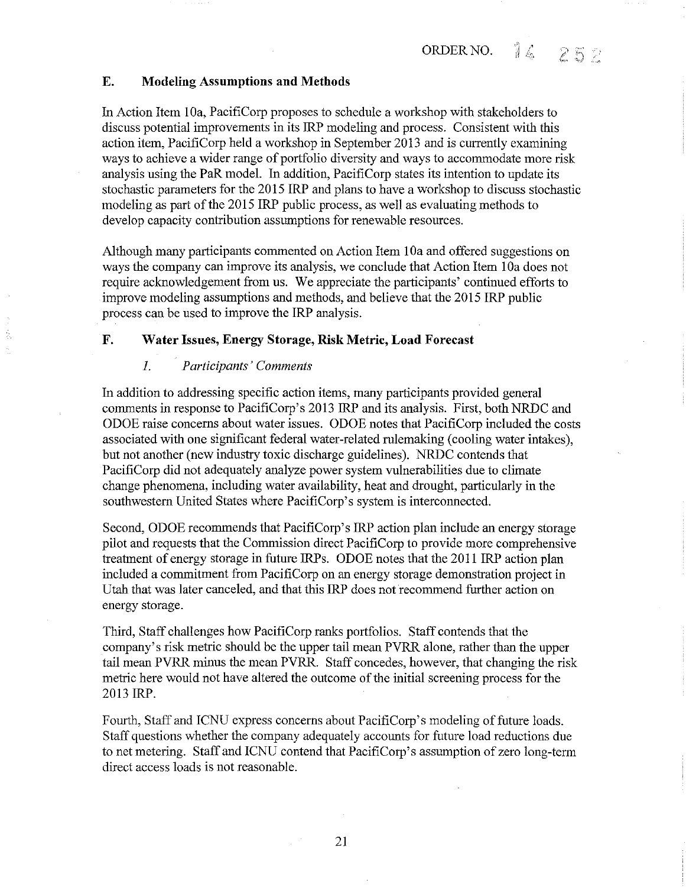### E. Modeling Assumptions and Methods

In Action Item 10a, PacifiCorp proposes to schedule a workshop with stakeholders to discuss potential improvements in its IRP modeling and process. Consistent with this action item, PacifiCorp held a workshop in September 2013 and is currently examining ways to achieve a wider range of portfolio diversity and ways to accommodate more risk analysis using the PaR model. In addition, PacifiCorp states its intention to update its stochastic parameters for the 2015 IRP and plans to have a workshop to discuss stochastic modeling as part of the 2015 IRP public process, as well as evaluating methods to develop capacity contribution assumptions for renewable resources.

Although many participants commented on Action Item 10a and offered suggestions on ways the company can improve its analysis, we conclude that Action Item 10a does not require acknowledgement from us. We appreciate the participants' continued efforts to improve modeling assumptions and methods, and believe that the 2015 IRP public process can be used to improve the IRP analysis.

### F. Water Issues, Energy Storage, Risk Metric, Load Forecast

#### *1. Participants' Comments*

In addition to addressing specific action items, many participants provided general comments in response to PacifiCorp's 2013 IRP and its analysis. First, both NRDC and ODOE raise concerns about water issues. ODOE notes that PacifiCorp included the costs associated with one significant federal water-related rulemaking (cooling water intakes), but not another (new industry toxic discharge guidelines). NRDC contends that PacifiCorp did not adequately analyze power system vulnerabilities due to climate change phenomena, including water availability, heat and drought, particularly in the southwestern United States where PacifiCorp's system is interconnected.

Second, ODOE recommends that PacifiCorp's IRP action plan include an energy storage pilot and requests that the Commission direct PacifiCorp to provide more comprehensive treatment of energy storage in future IRPs. ODOE notes that the 2011 IRP action plan included a commitment from PacifiCorp on an energy storage demonstration project in Utah that was later canceled, and that this IRP does not recommend further action on energy storage.

Third, Staff challenges how PacifiCorp ranks portfolios. Staff contends that the company's risk metric should be the upper tail mean PVRR alone, rather than the upper tail mean PVRR minus the mean PVRR. Staff concedes, however, that changing the risk metric here would not have altered the outcome of the initial screening process for the 2013 IRP.

Fourth, Staff and ICNU express concerns about PacifiCorp's modeling of future loads. Staff questions whether the company adequately accounts for future load reductions due to net metering. Staff and ICNU contend that PacifiCorp's assumption of zero long-term direct access loads is not reasonable.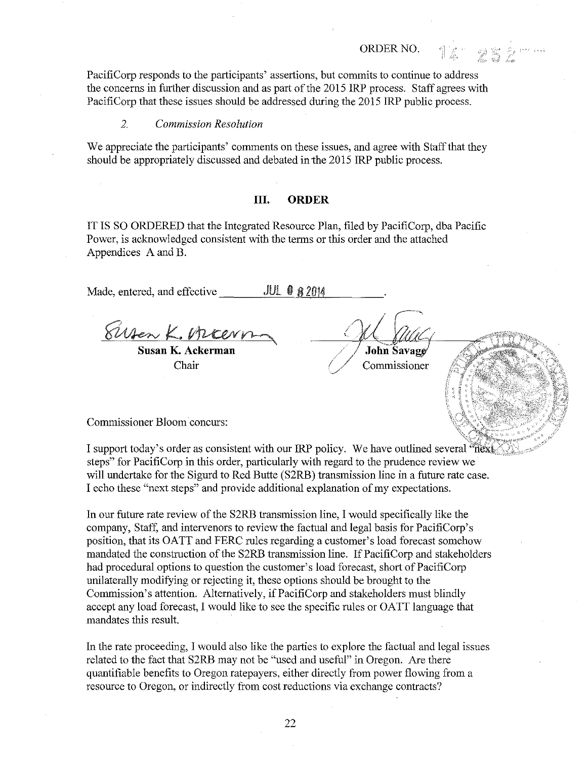PacifiCorp responds to the participants' assertions, but commits to continue to address the concerns in further discussion and as part of the 2015 IRP process. Staff agrees with PacifiCorp that these issues should be addressed during the 2015 IRP public process.

*2. Commission Resolution*

We appreciate the participants' comments on these issues, and agree with Staff that they should be appropriately discussed and debated in the 2015 IRP public process.

## III. ORDER

IT IS SO ORDERED that the Integrated Resource Plan, filed by PacifiCorp, dba Pacific Power, is acknowledged consistent with the terms or this order and the attached Appendices A and B.

Made, entered, and effective JUL 08 2014.

**Susan K. Ackerman**
Chair

**John Savage**
Commissioner

Commissioner Bloom concurs:

I support today's order as consistent with our IRP policy. We have outlined several "next steps" for PacifiCorp in this order, particularly with regard to the prudence review we will undertake for the Sigurd to Red Butte (S2RB) transmission line in a future rate case. I echo these "next steps" and provide additional explanation of my expectations.

In our future rate review of the S2RB transmission line, I would specifically like the company, Staff, and intervenors to review the factual and legal basis for PacifiCorp's position, that its OATT and FERC rules regarding a customer's load forecast somehow mandated the construction of the S2RB transmission line. If PacifiCorp and stakeholders had procedural options to question the customer's load forecast, short of PacifiCorp unilaterally modifying or rejecting it, these options should be brought to the Commission's attention. Alternatively, if PacifiCorp and stakeholders must blindly accept any load forecast, I would like to see the specific rules or OATT language that mandates this result.

In the rate proceeding, I would also like the parties to explore the factual and legal issues related to the fact that S2RB may not be "used and useful" in Oregon. Are there quantifiable benefits to Oregon ratepayers, either directly from power flowing from a resource to Oregon, or indirectly from cost reductions via exchange contracts?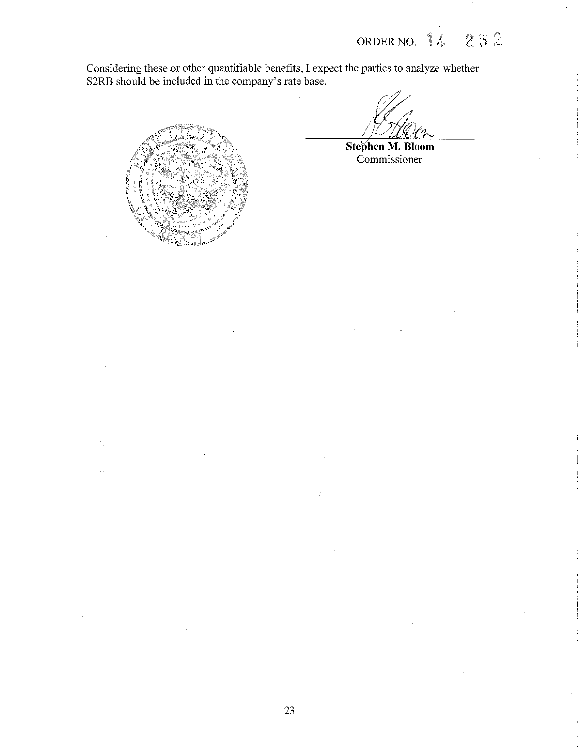Considering these or other quantifiable benefits, I expect the parties to analyze whether S2RB should be included in the company's rate base.

**Stephen M. Bloom**
Commissioner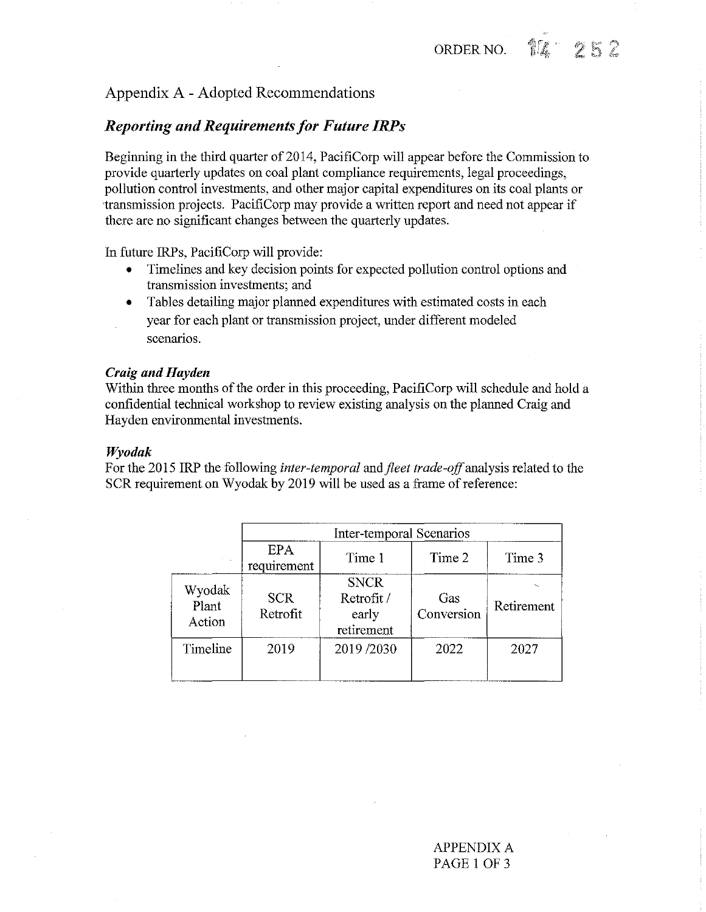## Appendix A - Adopted Recommendations

### *Reporting and Requirements for Future IRPs*

Beginning in the third quarter of 2014, PacifiCorp will appear before the Commission to provide quarterly updates on coal plant compliance requirements, legal proceedings, pollution control investments, and other major capital expenditures on its coal plants or transmission projects. PacifiCorp may provide a written report and need not appear if there are no significant changes between the quarterly updates.

In future IRPs, PacifiCorp will provide:

- Timelines and key decision points for expected pollution control options and transmission investments; and
- Tables detailing major planned expenditures with estimated costs in each year for each plant or transmission project, under different modeled scenarios.

***Craig and Hayden***

Within three months of the order in this proceeding, PacifiCorp will schedule and hold a confidential technical workshop to review existing analysis on the planned Craig and Hayden environmental investments.

***Wyodak***

For the 2015 IRP the following *inter-temporal* and *fleet trade-off* analysis related to the SCR requirement on Wyodak by 2019 will be used as a frame of reference:

| | Inter-temporal Scenarios | | | |
|---|---|---|---|---|
| | EPA requirement | Time 1 | Time 2 | Time 3 |
| Wyodak Plant Action | SCR Retrofit | SNCR Retrofit / early retirement | Gas Conversion | Retirement |
| Timeline | 2019 | 2019 /2030 | 2022 | 2027 |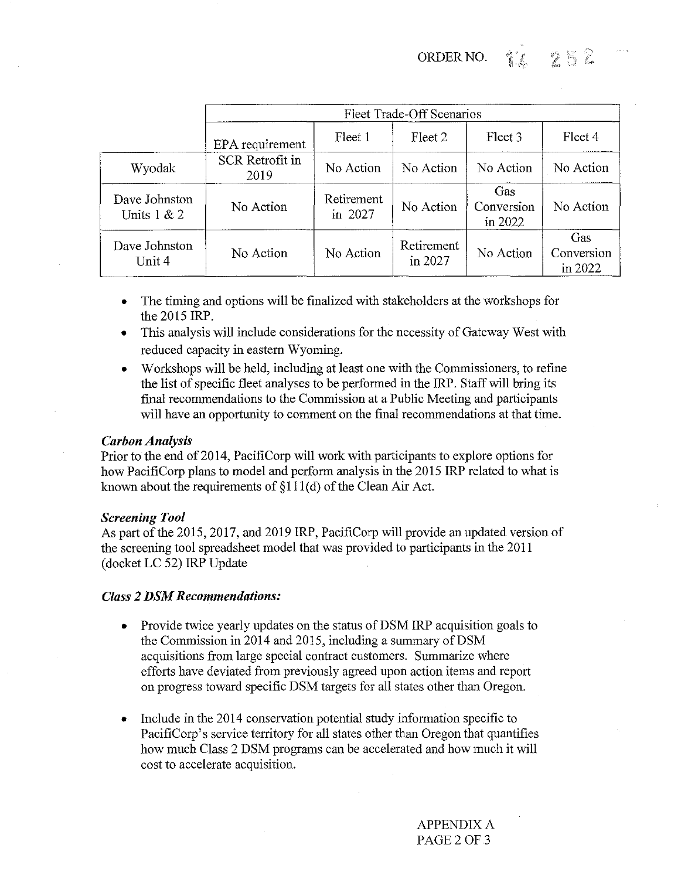| | Fleet Trade-Off Scenarios | | | | |
|---|---|---|---|---|---|
| | EPA requirement | Fleet 1 | Fleet 2 | Fleet 3 | Fleet 4 |
| Wyodak | SCR Retrofit in 2019 | No Action | No Action | No Action | No Action |
| Dave Johnston Units 1 & 2 | No Action | Retirement in 2027 | No Action | Gas Conversion in 2022 | No Action |
| Dave Johnston Unit 4 | No Action | No Action | Retirement in 2027 | No Action | Gas Conversion in 2022 |

- The timing and options will be finalized with stakeholders at the workshops for the 2015 IRP.
- This analysis will include considerations for the necessity of Gateway West with reduced capacity in eastern Wyoming.
- Workshops will be held, including at least one with the Commissioners, to refine the list of specific fleet analyses to be performed in the IRP. Staff will bring its final recommendations to the Commission at a Public Meeting and participants will have an opportunity to comment on the final recommendations at that time.

***Carbon Analysis***

Prior to the end of 2014, PacifiCorp will work with participants to explore options for how PacifiCorp plans to model and perform analysis in the 2015 IRP related to what is known about the requirements of §111(d) of the Clean Air Act.

***Screening Tool***

As part of the 2015, 2017, and 2019 IRP, PacifiCorp will provide an updated version of the screening tool spreadsheet model that was provided to participants in the 2011 (docket LC 52) IRP Update

***Class 2 DSM Recommendations:***

- Provide twice yearly updates on the status of DSM IRP acquisition goals to the Commission in 2014 and 2015, including a summary of DSM acquisitions from large special contract customers. Summarize where efforts have deviated from previously agreed upon action items and report on progress toward specific DSM targets for all states other than Oregon.

- Include in the 2014 conservation potential study information specific to PacifiCorp's service territory for all states other than Oregon that quantifies how much Class 2 DSM programs can be accelerated and how much it will cost to accelerate acquisition.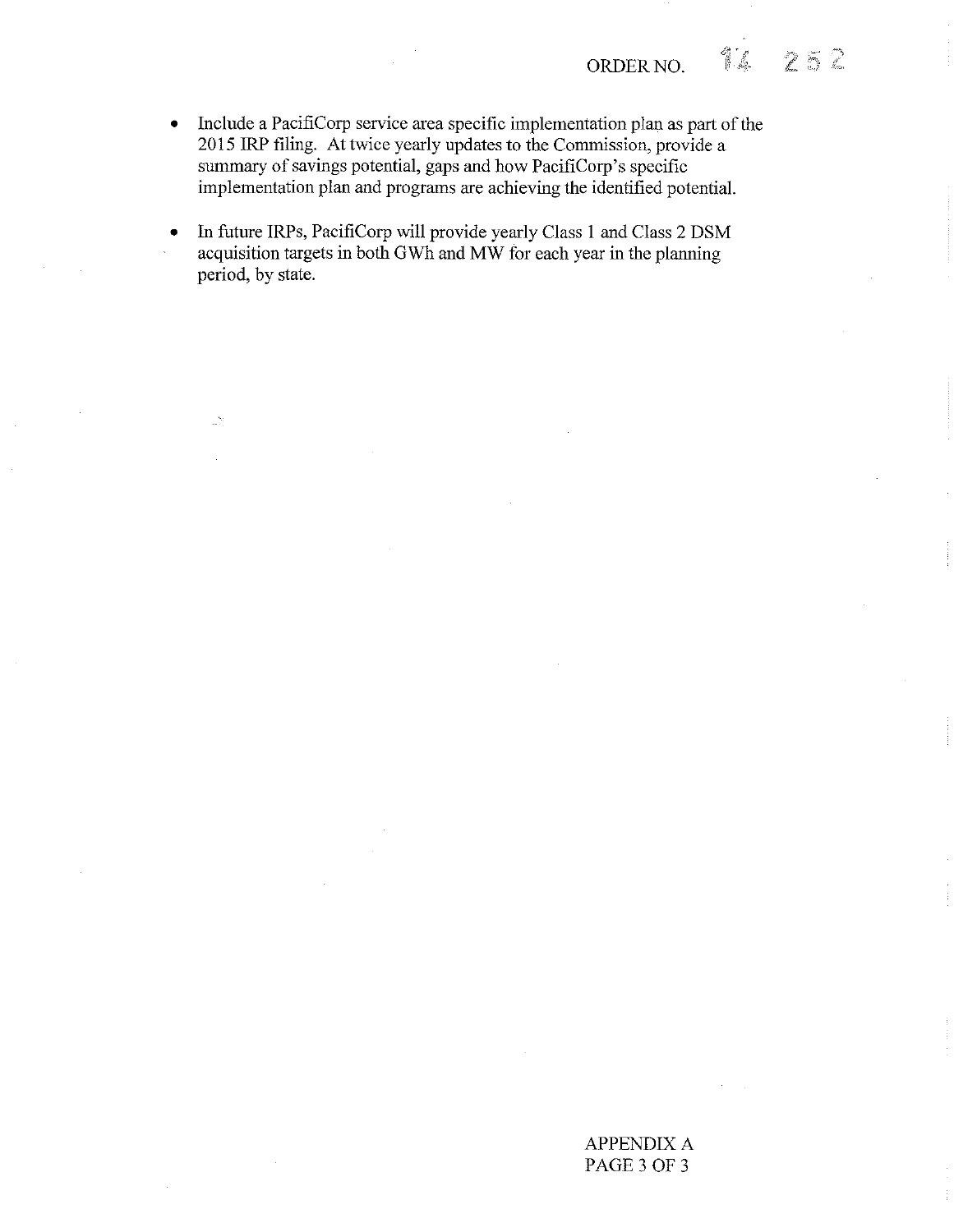- Include a PacifiCorp service area specific implementation plan as part of the 2015 IRP filing. At twice yearly updates to the Commission, provide a summary of savings potential, gaps and how PacifiCorp's specific implementation plan and programs are achieving the identified potential.

- In future IRPs, PacifiCorp will provide yearly Class 1 and Class 2 DSM acquisition targets in both GWh and MW for each year in the planning period, by state.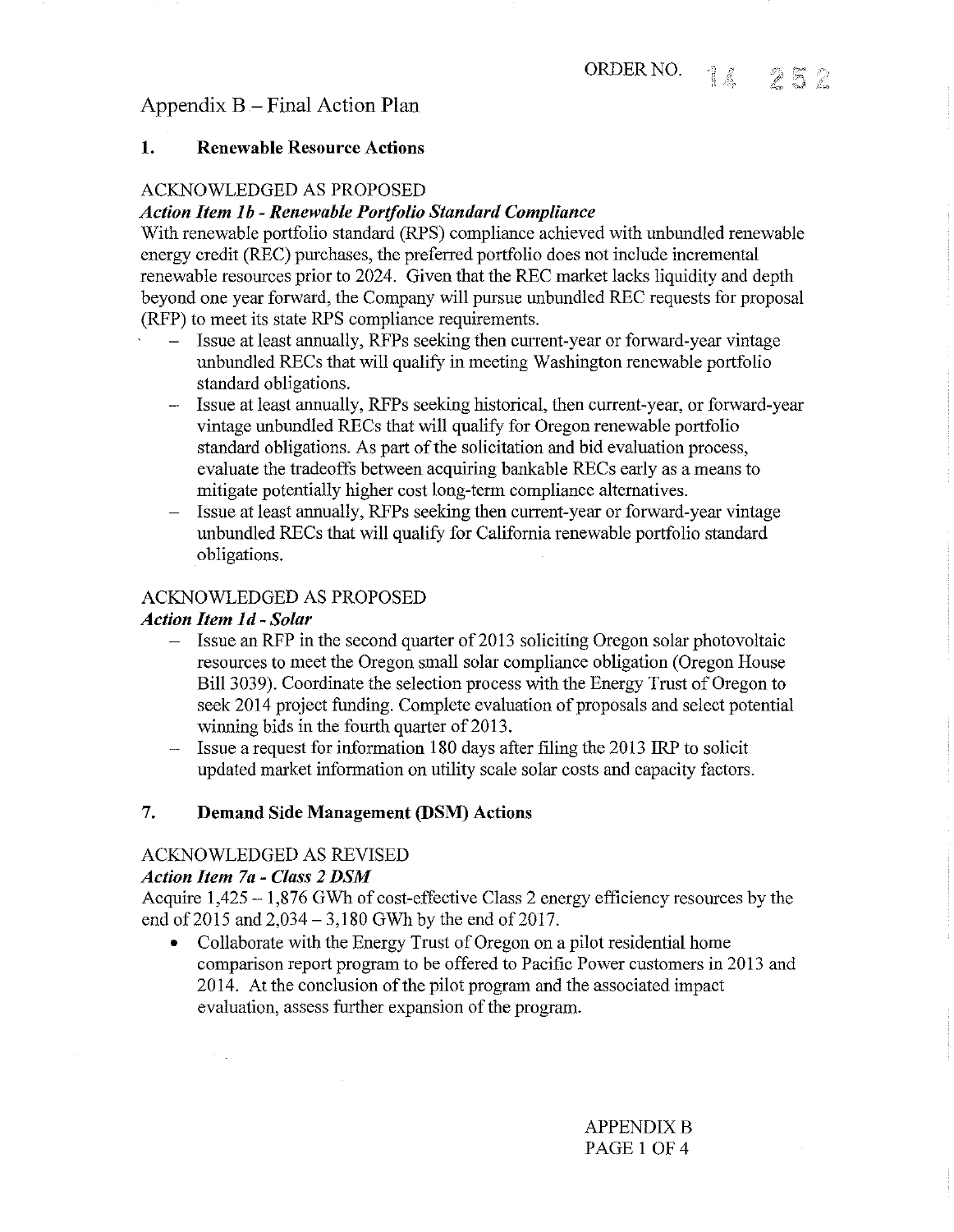ORDER NO. 14 252

## Appendix B – Final Action Plan

### 1. Renewable Resource Actions

ACKNOWLEDGED AS PROPOSED

***Action Item 1b - Renewable Portfolio Standard Compliance***

With renewable portfolio standard (RPS) compliance achieved with unbundled renewable energy credit (REC) purchases, the preferred portfolio does not include incremental renewable resources prior to 2024. Given that the REC market lacks liquidity and depth beyond one year forward, the Company will pursue unbundled REC requests for proposal (RFP) to meet its state RPS compliance requirements.

- Issue at least annually, RFPs seeking then current-year or forward-year vintage unbundled RECs that will qualify in meeting Washington renewable portfolio standard obligations.
- Issue at least annually, RFPs seeking historical, then current-year, or forward-year vintage unbundled RECs that will qualify for Oregon renewable portfolio standard obligations. As part of the solicitation and bid evaluation process, evaluate the tradeoffs between acquiring bankable RECs early as a means to mitigate potentially higher cost long-term compliance alternatives.
- Issue at least annually, RFPs seeking then current-year or forward-year vintage unbundled RECs that will qualify for California renewable portfolio standard obligations.

ACKNOWLEDGED AS PROPOSED

***Action Item 1d - Solar***

- Issue an RFP in the second quarter of 2013 soliciting Oregon solar photovoltaic resources to meet the Oregon small solar compliance obligation (Oregon House Bill 3039). Coordinate the selection process with the Energy Trust of Oregon to seek 2014 project funding. Complete evaluation of proposals and select potential winning bids in the fourth quarter of 2013.
- Issue a request for information 180 days after filing the 2013 IRP to solicit updated market information on utility scale solar costs and capacity factors.

### 7. Demand Side Management (DSM) Actions

ACKNOWLEDGED AS REVISED

***Action Item 7a - Class 2 DSM***

Acquire 1,425 – 1,876 GWh of cost-effective Class 2 energy efficiency resources by the end of 2015 and 2,034 – 3,180 GWh by the end of 2017.

- Collaborate with the Energy Trust of Oregon on a pilot residential home comparison report program to be offered to Pacific Power customers in 2013 and 2014. At the conclusion of the pilot program and the associated impact evaluation, assess further expansion of the program.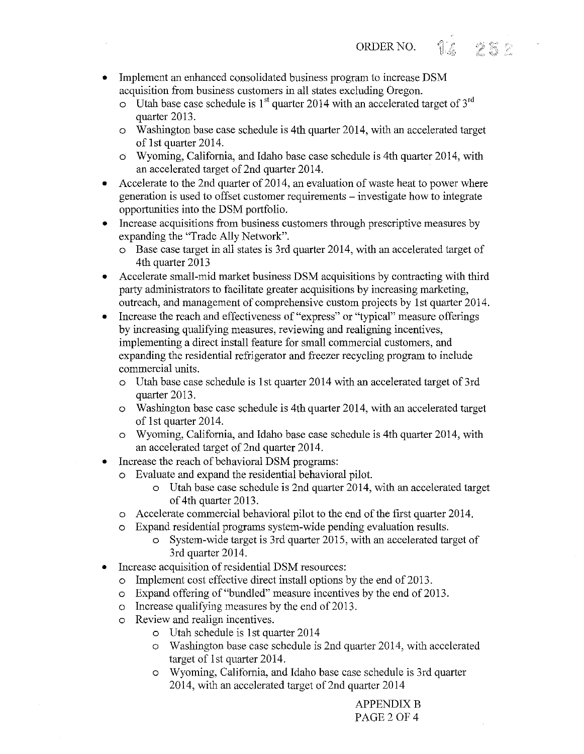- Implement an enhanced consolidated business program to increase DSM acquisition from business customers in all states excluding Oregon.
  - Utah base case schedule is 1st quarter 2014 with an accelerated target of 3rd quarter 2013.
  - Washington base case schedule is 4th quarter 2014, with an accelerated target of 1st quarter 2014.
  - Wyoming, California, and Idaho base case schedule is 4th quarter 2014, with an accelerated target of 2nd quarter 2014.
- Accelerate to the 2nd quarter of 2014, an evaluation of waste heat to power where generation is used to offset customer requirements – investigate how to integrate opportunities into the DSM portfolio.
- Increase acquisitions from business customers through prescriptive measures by expanding the "Trade Ally Network".
  - Base case target in all states is 3rd quarter 2014, with an accelerated target of 4th quarter 2013
- Accelerate small-mid market business DSM acquisitions by contracting with third party administrators to facilitate greater acquisitions by increasing marketing, outreach, and management of comprehensive custom projects by 1st quarter 2014.
- Increase the reach and effectiveness of "express" or "typical" measure offerings by increasing qualifying measures, reviewing and realigning incentives, implementing a direct install feature for small commercial customers, and expanding the residential refrigerator and freezer recycling program to include commercial units.
  - Utah base case schedule is 1st quarter 2014 with an accelerated target of 3rd quarter 2013.
  - Washington base case schedule is 4th quarter 2014, with an accelerated target of 1st quarter 2014.
  - Wyoming, California, and Idaho base case schedule is 4th quarter 2014, with an accelerated target of 2nd quarter 2014.
- Increase the reach of behavioral DSM programs:
  - Evaluate and expand the residential behavioral pilot.
    - Utah base case schedule is 2nd quarter 2014, with an accelerated target of 4th quarter 2013.
  - Accelerate commercial behavioral pilot to the end of the first quarter 2014.
  - Expand residential programs system-wide pending evaluation results.
    - System-wide target is 3rd quarter 2015, with an accelerated target of 3rd quarter 2014.
- Increase acquisition of residential DSM resources:
  - Implement cost effective direct install options by the end of 2013.
  - Expand offering of "bundled" measure incentives by the end of 2013.
  - Increase qualifying measures by the end of 2013.
  - Review and realign incentives.
    - Utah schedule is 1st quarter 2014
    - Washington base case schedule is 2nd quarter 2014, with accelerated target of 1st quarter 2014.
    - Wyoming, California, and Idaho base case schedule is 3rd quarter 2014, with an accelerated target of 2nd quarter 2014

APPENDIX B
PAGE 2 OF 4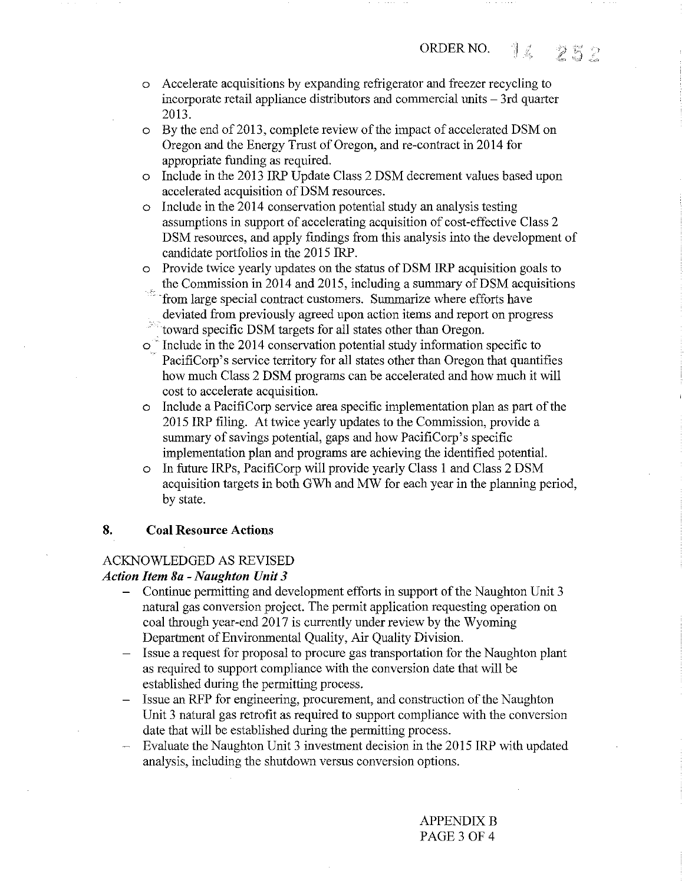- Accelerate acquisitions by expanding refrigerator and freezer recycling to incorporate retail appliance distributors and commercial units – 3rd quarter 2013.
- By the end of 2013, complete review of the impact of accelerated DSM on Oregon and the Energy Trust of Oregon, and re-contract in 2014 for appropriate funding as required.
- Include in the 2013 IRP Update Class 2 DSM decrement values based upon accelerated acquisition of DSM resources.
- Include in the 2014 conservation potential study an analysis testing assumptions in support of accelerating acquisition of cost-effective Class 2 DSM resources, and apply findings from this analysis into the development of candidate portfolios in the 2015 IRP.
- Provide twice yearly updates on the status of DSM IRP acquisition goals to the Commission in 2014 and 2015, including a summary of DSM acquisitions from large special contract customers. Summarize where efforts have deviated from previously agreed upon action items and report on progress toward specific DSM targets for all states other than Oregon.
- Include in the 2014 conservation potential study information specific to PacifiCorp's service territory for all states other than Oregon that quantifies how much Class 2 DSM programs can be accelerated and how much it will cost to accelerate acquisition.
- Include a PacifiCorp service area specific implementation plan as part of the 2015 IRP filing. At twice yearly updates to the Commission, provide a summary of savings potential, gaps and how PacifiCorp's specific implementation plan and programs are achieving the identified potential.
- In future IRPs, PacifiCorp will provide yearly Class 1 and Class 2 DSM acquisition targets in both GWh and MW for each year in the planning period, by state.

## 8. Coal Resource Actions

ACKNOWLEDGED AS REVISED

***Action Item 8a - Naughton Unit 3***

- Continue permitting and development efforts in support of the Naughton Unit 3 natural gas conversion project. The permit application requesting operation on coal through year-end 2017 is currently under review by the Wyoming Department of Environmental Quality, Air Quality Division.
- Issue a request for proposal to procure gas transportation for the Naughton plant as required to support compliance with the conversion date that will be established during the permitting process.
- Issue an RFP for engineering, procurement, and construction of the Naughton Unit 3 natural gas retrofit as required to support compliance with the conversion date that will be established during the permitting process.
- Evaluate the Naughton Unit 3 investment decision in the 2015 IRP with updated analysis, including the shutdown versus conversion options.

APPENDIX B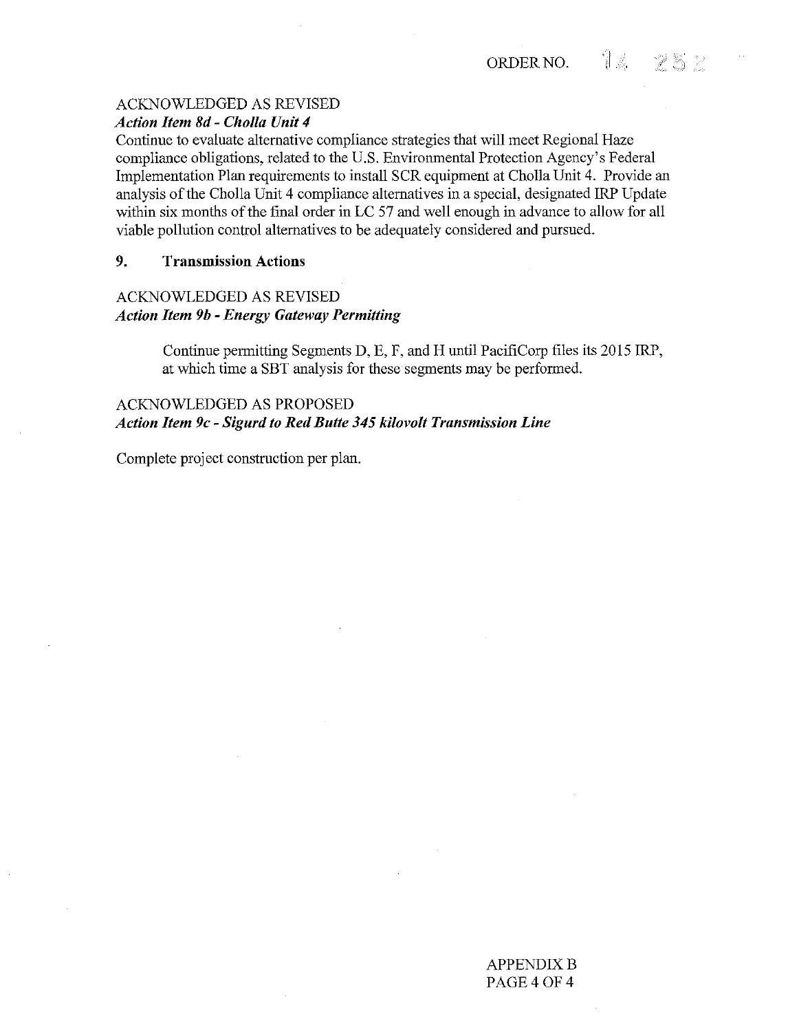ACKNOWLEDGED AS REVISED

***Action Item 8d - Cholla Unit 4***

Continue to evaluate alternative compliance strategies that will meet Regional Haze compliance obligations, related to the U.S. Environmental Protection Agency's Federal Implementation Plan requirements to install SCR equipment at Cholla Unit 4. Provide an analysis of the Cholla Unit 4 compliance alternatives in a special, designated IRP Update within six months of the final order in LC 57 and well enough in advance to allow for all viable pollution control alternatives to be adequately considered and pursued.

**9. Transmission Actions**

ACKNOWLEDGED AS REVISED

***Action Item 9b - Energy Gateway Permitting***

> Continue permitting Segments D, E, F, and H until PacifiCorp files its 2015 IRP, at which time a SBT analysis for these segments may be performed.

ACKNOWLEDGED AS PROPOSED

***Action Item 9c - Sigurd to Red Butte 345 kilovolt Transmission Line***

Complete project construction per plan.